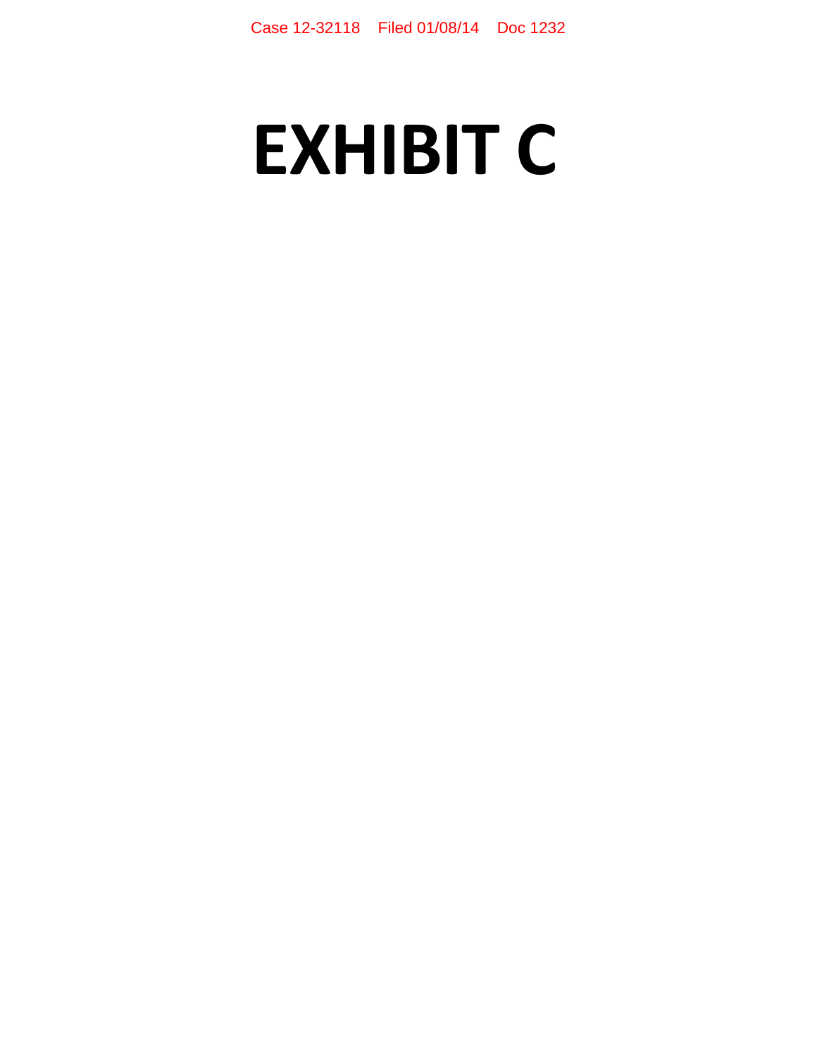# EXHIBIT C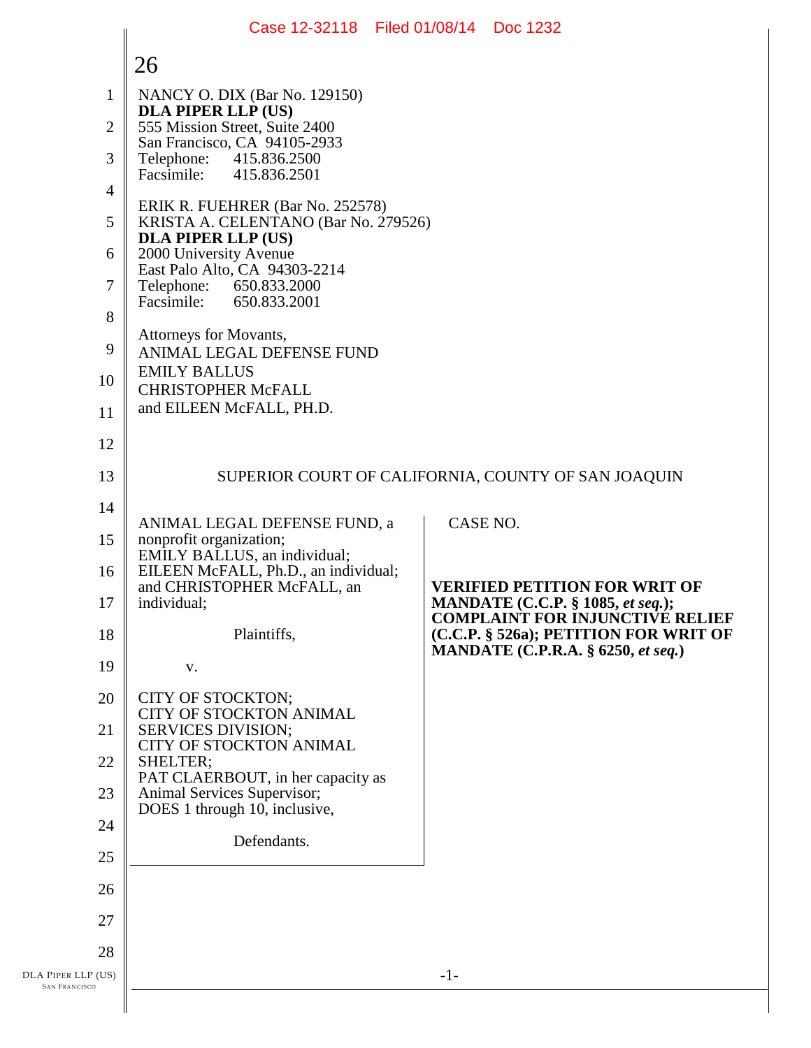26

NANCY O. DIX (Bar No. 129150)
**DLA PIPER LLP (US)**
555 Mission Street, Suite 2400
San Francisco, CA 94105-2933
Telephone: 415.836.2500
Facsimile: 415.836.2501

ERIK R. FUEHRER (Bar No. 252578)
KRISTA A. CELENTANO (Bar No. 279526)
**DLA PIPER LLP (US)**
2000 University Avenue
East Palo Alto, CA 94303-2214
Telephone: 650.833.2000
Facsimile: 650.833.2001

Attorneys for Movants,
ANIMAL LEGAL DEFENSE FUND
EMILY BALLUS
CHRISTOPHER McFALL
and EILEEN McFALL, PH.D.

SUPERIOR COURT OF CALIFORNIA, COUNTY OF SAN JOAQUIN

ANIMAL LEGAL DEFENSE FUND, a nonprofit organization;
EMILY BALLUS, an individual;
EILEEN McFALL, Ph.D., an individual;
and CHRISTOPHER McFALL, an individual;

Plaintiffs,

v.

CITY OF STOCKTON;
CITY OF STOCKTON ANIMAL SERVICES DIVISION;
CITY OF STOCKTON ANIMAL SHELTER;
PAT CLAERBOUT, in her capacity as Animal Services Supervisor;
DOES 1 through 10, inclusive,

Defendants.

CASE NO.

**VERIFIED PETITION FOR WRIT OF MANDATE (C.C.P. § 1085, *et seq.*); COMPLAINT FOR INJUNCTIVE RELIEF (C.C.P. § 526a); PETITION FOR WRIT OF MANDATE (C.P.R.A. § 6250, *et seq.*)**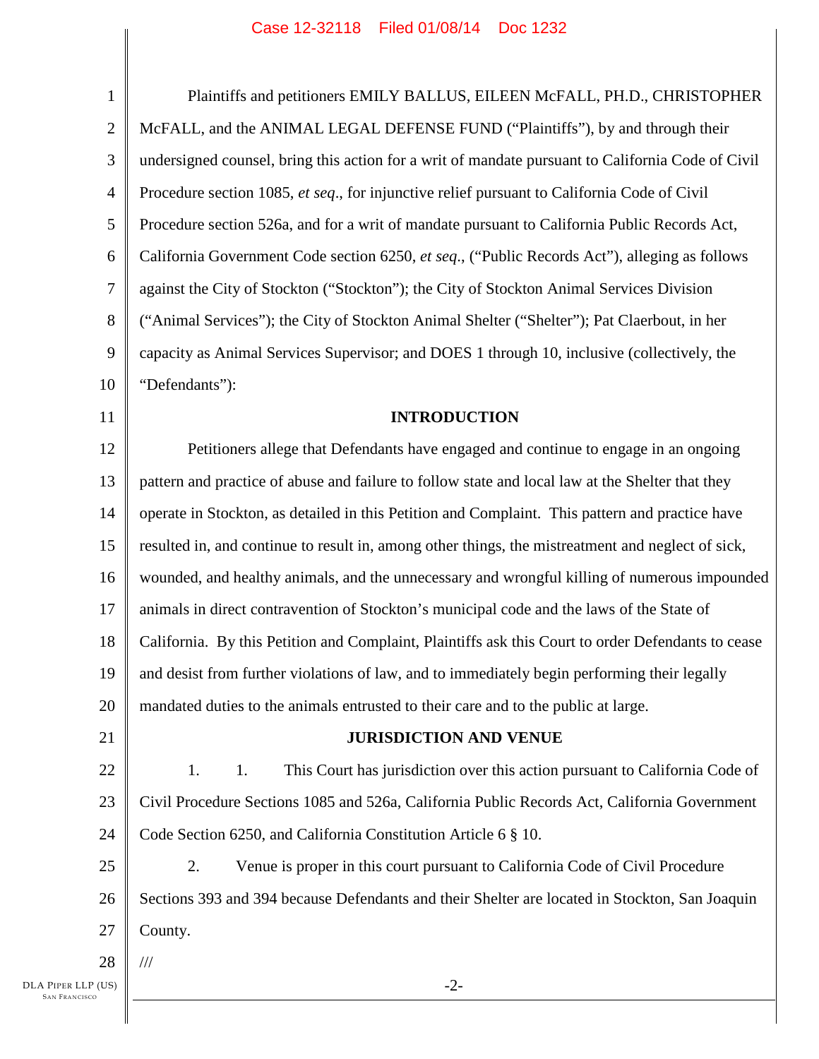Plaintiffs and petitioners EMILY BALLUS, EILEEN McFALL, PH.D., CHRISTOPHER McFALL, and the ANIMAL LEGAL DEFENSE FUND ("Plaintiffs"), by and through their undersigned counsel, bring this action for a writ of mandate pursuant to California Code of Civil Procedure section 1085, *et seq*., for injunctive relief pursuant to California Code of Civil Procedure section 526a, and for a writ of mandate pursuant to California Public Records Act, California Government Code section 6250, *et seq*., ("Public Records Act"), alleging as follows against the City of Stockton ("Stockton"); the City of Stockton Animal Services Division ("Animal Services"); the City of Stockton Animal Shelter ("Shelter"); Pat Claerbout, in her capacity as Animal Services Supervisor; and DOES 1 through 10, inclusive (collectively, the "Defendants"):

## INTRODUCTION

Petitioners allege that Defendants have engaged and continue to engage in an ongoing pattern and practice of abuse and failure to follow state and local law at the Shelter that they operate in Stockton, as detailed in this Petition and Complaint. This pattern and practice have resulted in, and continue to result in, among other things, the mistreatment and neglect of sick, wounded, and healthy animals, and the unnecessary and wrongful killing of numerous impounded animals in direct contravention of Stockton's municipal code and the laws of the State of California. By this Petition and Complaint, Plaintiffs ask this Court to order Defendants to cease and desist from further violations of law, and to immediately begin performing their legally mandated duties to the animals entrusted to their care and to the public at large.

## JURISDICTION AND VENUE

1. 1. This Court has jurisdiction over this action pursuant to California Code of Civil Procedure Sections 1085 and 526a, California Public Records Act, California Government Code Section 6250, and California Constitution Article 6 § 10.

2. Venue is proper in this court pursuant to California Code of Civil Procedure Sections 393 and 394 because Defendants and their Shelter are located in Stockton, San Joaquin County.

///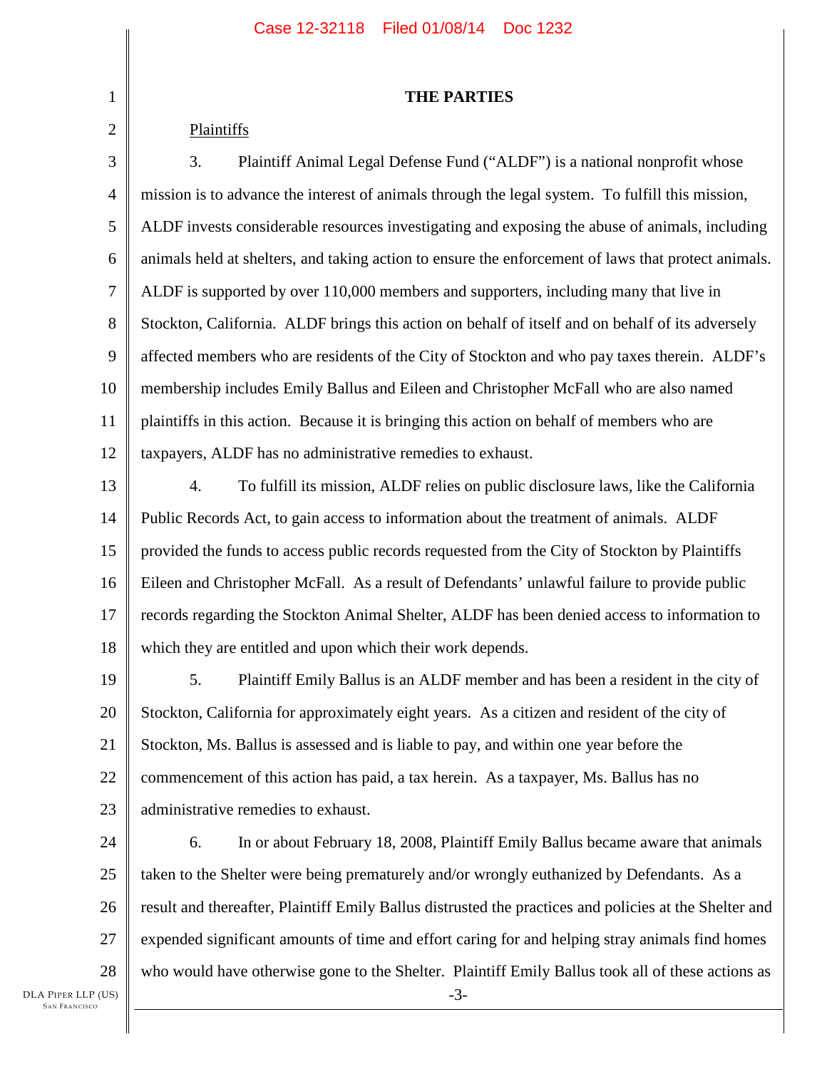**THE PARTIES**

Plaintiffs

3. Plaintiff Animal Legal Defense Fund ("ALDF") is a national nonprofit whose mission is to advance the interest of animals through the legal system. To fulfill this mission, ALDF invests considerable resources investigating and exposing the abuse of animals, including animals held at shelters, and taking action to ensure the enforcement of laws that protect animals. ALDF is supported by over 110,000 members and supporters, including many that live in Stockton, California. ALDF brings this action on behalf of itself and on behalf of its adversely affected members who are residents of the City of Stockton and who pay taxes therein. ALDF's membership includes Emily Ballus and Eileen and Christopher McFall who are also named plaintiffs in this action. Because it is bringing this action on behalf of members who are taxpayers, ALDF has no administrative remedies to exhaust.

4. To fulfill its mission, ALDF relies on public disclosure laws, like the California Public Records Act, to gain access to information about the treatment of animals. ALDF provided the funds to access public records requested from the City of Stockton by Plaintiffs Eileen and Christopher McFall. As a result of Defendants' unlawful failure to provide public records regarding the Stockton Animal Shelter, ALDF has been denied access to information to which they are entitled and upon which their work depends.

5. Plaintiff Emily Ballus is an ALDF member and has been a resident in the city of Stockton, California for approximately eight years. As a citizen and resident of the city of Stockton, Ms. Ballus is assessed and is liable to pay, and within one year before the commencement of this action has paid, a tax herein. As a taxpayer, Ms. Ballus has no administrative remedies to exhaust.

6. In or about February 18, 2008, Plaintiff Emily Ballus became aware that animals taken to the Shelter were being prematurely and/or wrongly euthanized by Defendants. As a result and thereafter, Plaintiff Emily Ballus distrusted the practices and policies at the Shelter and expended significant amounts of time and effort caring for and helping stray animals find homes who would have otherwise gone to the Shelter. Plaintiff Emily Ballus took all of these actions as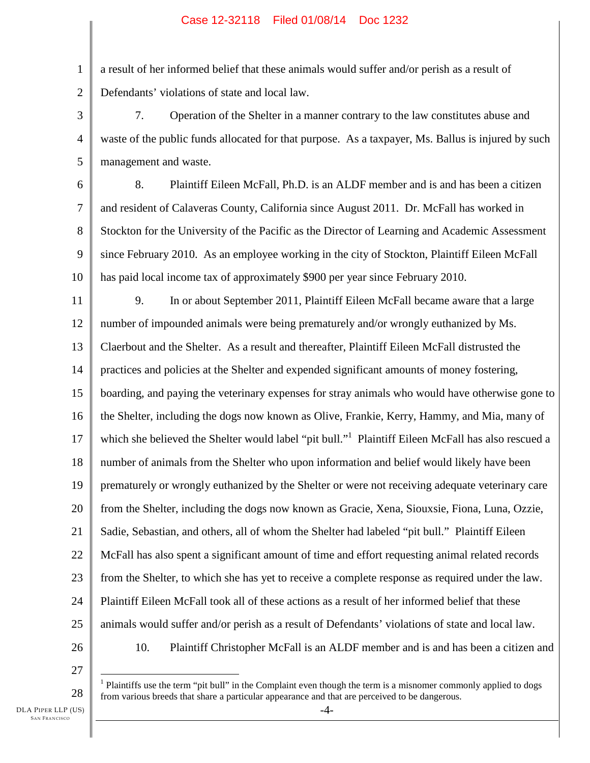a result of her informed belief that these animals would suffer and/or perish as a result of Defendants' violations of state and local law.

7. Operation of the Shelter in a manner contrary to the law constitutes abuse and waste of the public funds allocated for that purpose. As a taxpayer, Ms. Ballus is injured by such management and waste.

8. Plaintiff Eileen McFall, Ph.D. is an ALDF member and is and has been a citizen and resident of Calaveras County, California since August 2011. Dr. McFall has worked in Stockton for the University of the Pacific as the Director of Learning and Academic Assessment since February 2010. As an employee working in the city of Stockton, Plaintiff Eileen McFall has paid local income tax of approximately $900 per year since February 2010.

9. In or about September 2011, Plaintiff Eileen McFall became aware that a large number of impounded animals were being prematurely and/or wrongly euthanized by Ms. Claerbout and the Shelter. As a result and thereafter, Plaintiff Eileen McFall distrusted the practices and policies at the Shelter and expended significant amounts of money fostering, boarding, and paying the veterinary expenses for stray animals who would have otherwise gone to the Shelter, including the dogs now known as Olive, Frankie, Kerry, Hammy, and Mia, many of which she believed the Shelter would label "pit bull."[1] Plaintiff Eileen McFall has also rescued a number of animals from the Shelter who upon information and belief would likely have been prematurely or wrongly euthanized by the Shelter or were not receiving adequate veterinary care from the Shelter, including the dogs now known as Gracie, Xena, Siouxsie, Fiona, Luna, Ozzie, Sadie, Sebastian, and others, all of whom the Shelter had labeled "pit bull." Plaintiff Eileen McFall has also spent a significant amount of time and effort requesting animal related records from the Shelter, to which she has yet to receive a complete response as required under the law. Plaintiff Eileen McFall took all of these actions as a result of her informed belief that these animals would suffer and/or perish as a result of Defendants' violations of state and local law.

10. Plaintiff Christopher McFall is an ALDF member and is and has been a citizen and

[1] Plaintiffs use the term "pit bull" in the Complaint even though the term is a misnomer commonly applied to dogs from various breeds that share a particular appearance and that are perceived to be dangerous.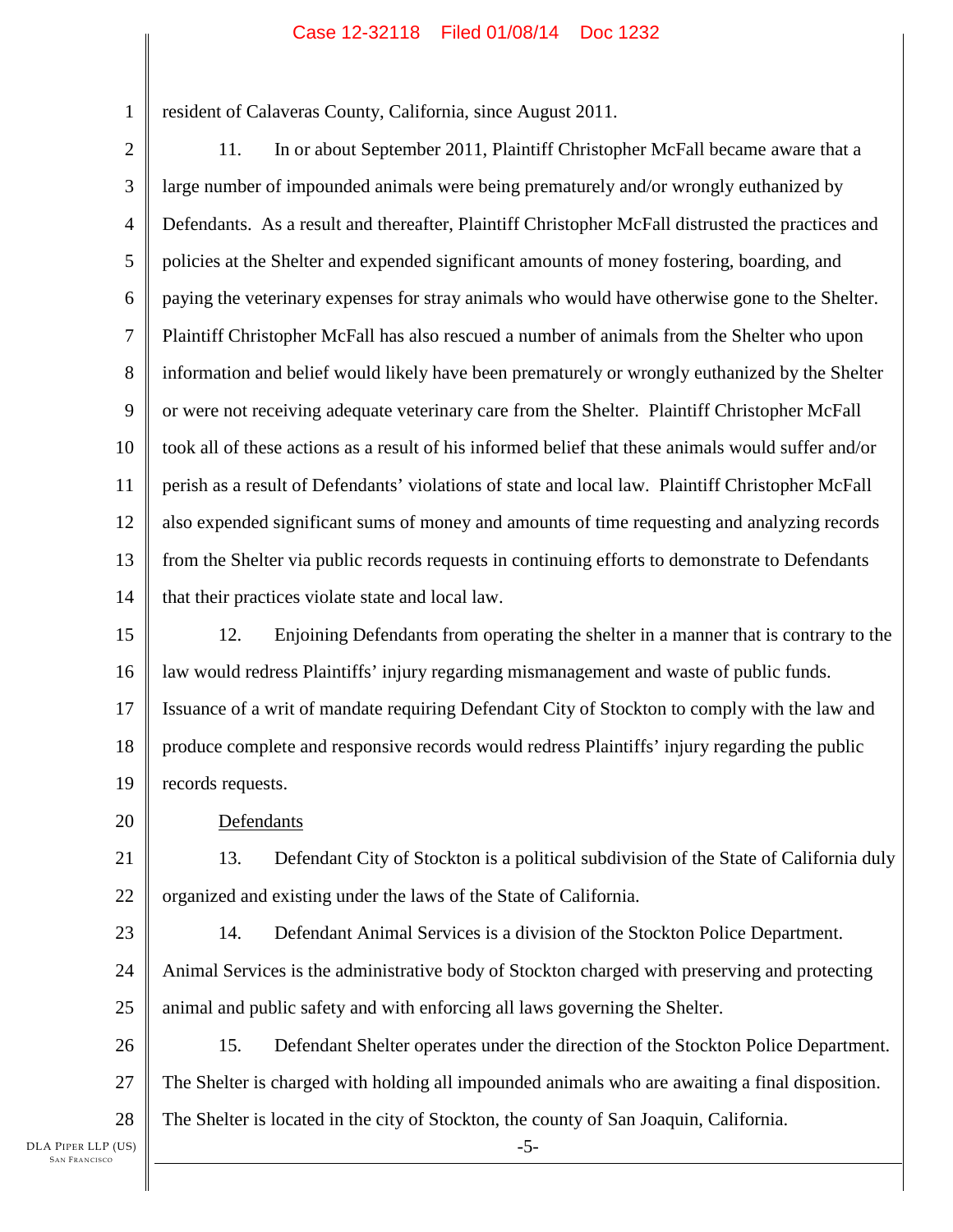resident of Calaveras County, California, since August 2011.

11. In or about September 2011, Plaintiff Christopher McFall became aware that a large number of impounded animals were being prematurely and/or wrongly euthanized by Defendants. As a result and thereafter, Plaintiff Christopher McFall distrusted the practices and policies at the Shelter and expended significant amounts of money fostering, boarding, and paying the veterinary expenses for stray animals who would have otherwise gone to the Shelter. Plaintiff Christopher McFall has also rescued a number of animals from the Shelter who upon information and belief would likely have been prematurely or wrongly euthanized by the Shelter or were not receiving adequate veterinary care from the Shelter. Plaintiff Christopher McFall took all of these actions as a result of his informed belief that these animals would suffer and/or perish as a result of Defendants' violations of state and local law. Plaintiff Christopher McFall also expended significant sums of money and amounts of time requesting and analyzing records from the Shelter via public records requests in continuing efforts to demonstrate to Defendants that their practices violate state and local law.

12. Enjoining Defendants from operating the shelter in a manner that is contrary to the law would redress Plaintiffs' injury regarding mismanagement and waste of public funds. Issuance of a writ of mandate requiring Defendant City of Stockton to comply with the law and produce complete and responsive records would redress Plaintiffs' injury regarding the public records requests.

Defendants

13. Defendant City of Stockton is a political subdivision of the State of California duly organized and existing under the laws of the State of California.

14. Defendant Animal Services is a division of the Stockton Police Department. Animal Services is the administrative body of Stockton charged with preserving and protecting animal and public safety and with enforcing all laws governing the Shelter.

15. Defendant Shelter operates under the direction of the Stockton Police Department. The Shelter is charged with holding all impounded animals who are awaiting a final disposition. The Shelter is located in the city of Stockton, the county of San Joaquin, California.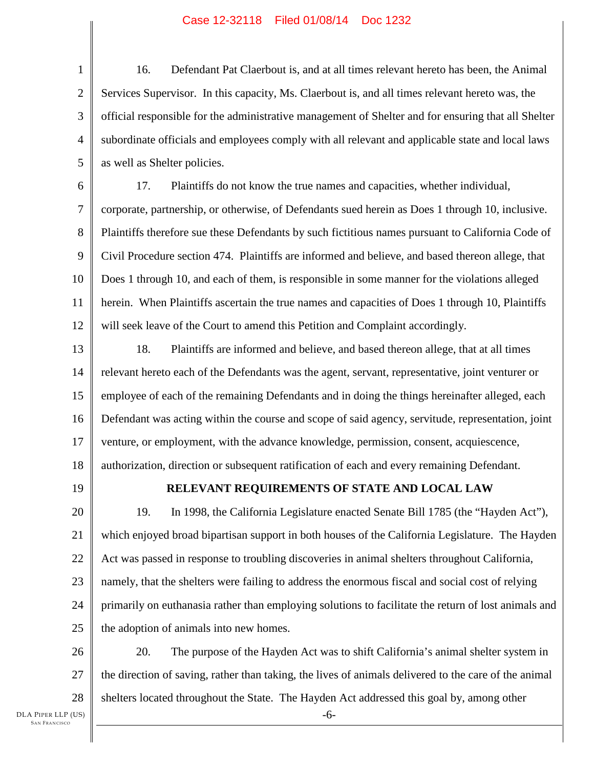16. Defendant Pat Claerbout is, and at all times relevant hereto has been, the Animal Services Supervisor. In this capacity, Ms. Claerbout is, and all times relevant hereto was, the official responsible for the administrative management of Shelter and for ensuring that all Shelter subordinate officials and employees comply with all relevant and applicable state and local laws as well as Shelter policies.

17. Plaintiffs do not know the true names and capacities, whether individual, corporate, partnership, or otherwise, of Defendants sued herein as Does 1 through 10, inclusive. Plaintiffs therefore sue these Defendants by such fictitious names pursuant to California Code of Civil Procedure section 474. Plaintiffs are informed and believe, and based thereon allege, that Does 1 through 10, and each of them, is responsible in some manner for the violations alleged herein. When Plaintiffs ascertain the true names and capacities of Does 1 through 10, Plaintiffs will seek leave of the Court to amend this Petition and Complaint accordingly.

18. Plaintiffs are informed and believe, and based thereon allege, that at all times relevant hereto each of the Defendants was the agent, servant, representative, joint venturer or employee of each of the remaining Defendants and in doing the things hereinafter alleged, each Defendant was acting within the course and scope of said agency, servitude, representation, joint venture, or employment, with the advance knowledge, permission, consent, acquiescence, authorization, direction or subsequent ratification of each and every remaining Defendant.

## RELEVANT REQUIREMENTS OF STATE AND LOCAL LAW

19. In 1998, the California Legislature enacted Senate Bill 1785 (the "Hayden Act"), which enjoyed broad bipartisan support in both houses of the California Legislature. The Hayden Act was passed in response to troubling discoveries in animal shelters throughout California, namely, that the shelters were failing to address the enormous fiscal and social cost of relying primarily on euthanasia rather than employing solutions to facilitate the return of lost animals and the adoption of animals into new homes.

20. The purpose of the Hayden Act was to shift California's animal shelter system in the direction of saving, rather than taking, the lives of animals delivered to the care of the animal shelters located throughout the State. The Hayden Act addressed this goal by, among other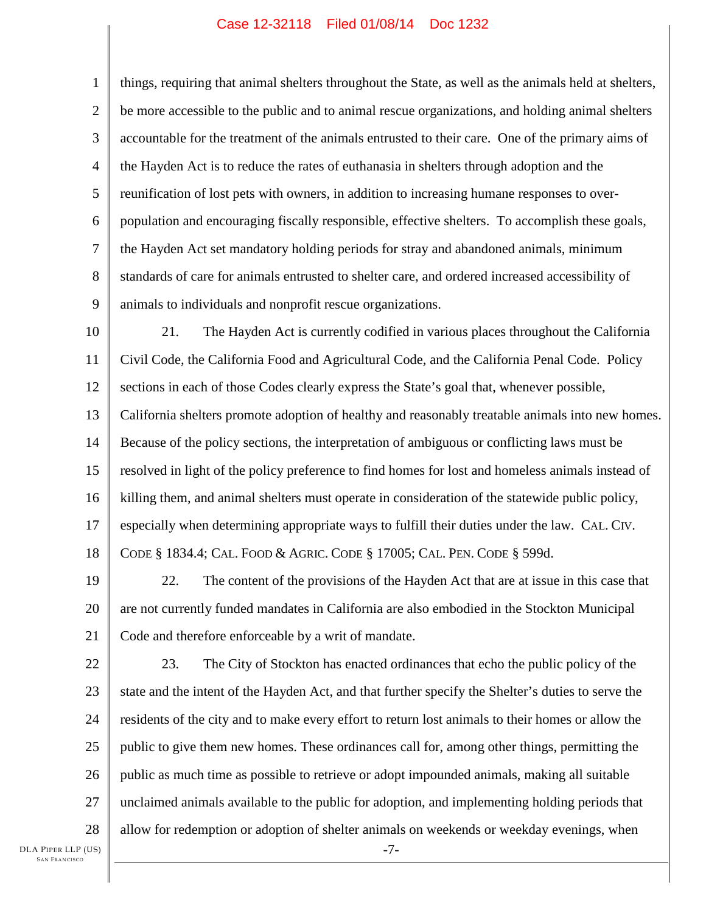things, requiring that animal shelters throughout the State, as well as the animals held at shelters, be more accessible to the public and to animal rescue organizations, and holding animal shelters accountable for the treatment of the animals entrusted to their care. One of the primary aims of the Hayden Act is to reduce the rates of euthanasia in shelters through adoption and the reunification of lost pets with owners, in addition to increasing humane responses to over-population and encouraging fiscally responsible, effective shelters. To accomplish these goals, the Hayden Act set mandatory holding periods for stray and abandoned animals, minimum standards of care for animals entrusted to shelter care, and ordered increased accessibility of animals to individuals and nonprofit rescue organizations.

21. The Hayden Act is currently codified in various places throughout the California Civil Code, the California Food and Agricultural Code, and the California Penal Code. Policy sections in each of those Codes clearly express the State's goal that, whenever possible, California shelters promote adoption of healthy and reasonably treatable animals into new homes. Because of the policy sections, the interpretation of ambiguous or conflicting laws must be resolved in light of the policy preference to find homes for lost and homeless animals instead of killing them, and animal shelters must operate in consideration of the statewide public policy, especially when determining appropriate ways to fulfill their duties under the law. CAL. CIV. CODE § 1834.4; CAL. FOOD & AGRIC. CODE § 17005; CAL. PEN. CODE § 599d.

22. The content of the provisions of the Hayden Act that are at issue in this case that are not currently funded mandates in California are also embodied in the Stockton Municipal Code and therefore enforceable by a writ of mandate.

23. The City of Stockton has enacted ordinances that echo the public policy of the state and the intent of the Hayden Act, and that further specify the Shelter's duties to serve the residents of the city and to make every effort to return lost animals to their homes or allow the public to give them new homes. These ordinances call for, among other things, permitting the public as much time as possible to retrieve or adopt impounded animals, making all suitable unclaimed animals available to the public for adoption, and implementing holding periods that allow for redemption or adoption of shelter animals on weekends or weekday evenings, when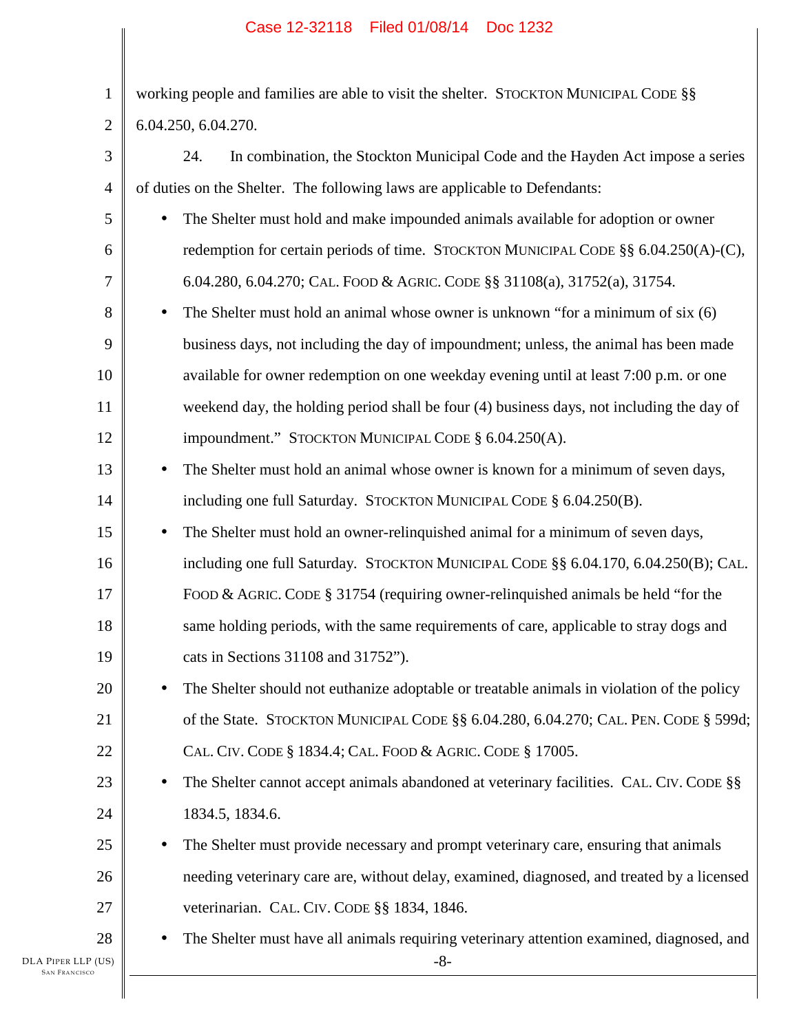working people and families are able to visit the shelter. STOCKTON MUNICIPAL CODE §§ 6.04.250, 6.04.270.

24. In combination, the Stockton Municipal Code and the Hayden Act impose a series of duties on the Shelter. The following laws are applicable to Defendants:

- The Shelter must hold and make impounded animals available for adoption or owner redemption for certain periods of time. STOCKTON MUNICIPAL CODE §§ 6.04.250(A)-(C), 6.04.280, 6.04.270; CAL. FOOD & AGRIC. CODE §§ 31108(a), 31752(a), 31754.
- The Shelter must hold an animal whose owner is unknown "for a minimum of six (6) business days, not including the day of impoundment; unless, the animal has been made available for owner redemption on one weekday evening until at least 7:00 p.m. or one weekend day, the holding period shall be four (4) business days, not including the day of impoundment." STOCKTON MUNICIPAL CODE § 6.04.250(A).
- The Shelter must hold an animal whose owner is known for a minimum of seven days, including one full Saturday. STOCKTON MUNICIPAL CODE § 6.04.250(B).
- The Shelter must hold an owner-relinquished animal for a minimum of seven days, including one full Saturday. STOCKTON MUNICIPAL CODE §§ 6.04.170, 6.04.250(B); CAL. FOOD & AGRIC. CODE § 31754 (requiring owner-relinquished animals be held "for the same holding periods, with the same requirements of care, applicable to stray dogs and cats in Sections 31108 and 31752").
- The Shelter should not euthanize adoptable or treatable animals in violation of the policy of the State. STOCKTON MUNICIPAL CODE §§ 6.04.280, 6.04.270; CAL. PEN. CODE § 599d; CAL. CIV. CODE § 1834.4; CAL. FOOD & AGRIC. CODE § 17005.
- The Shelter cannot accept animals abandoned at veterinary facilities. CAL. CIV. CODE §§ 1834.5, 1834.6.
- The Shelter must provide necessary and prompt veterinary care, ensuring that animals needing veterinary care are, without delay, examined, diagnosed, and treated by a licensed veterinarian. CAL. CIV. CODE §§ 1834, 1846.
- The Shelter must have all animals requiring veterinary attention examined, diagnosed, and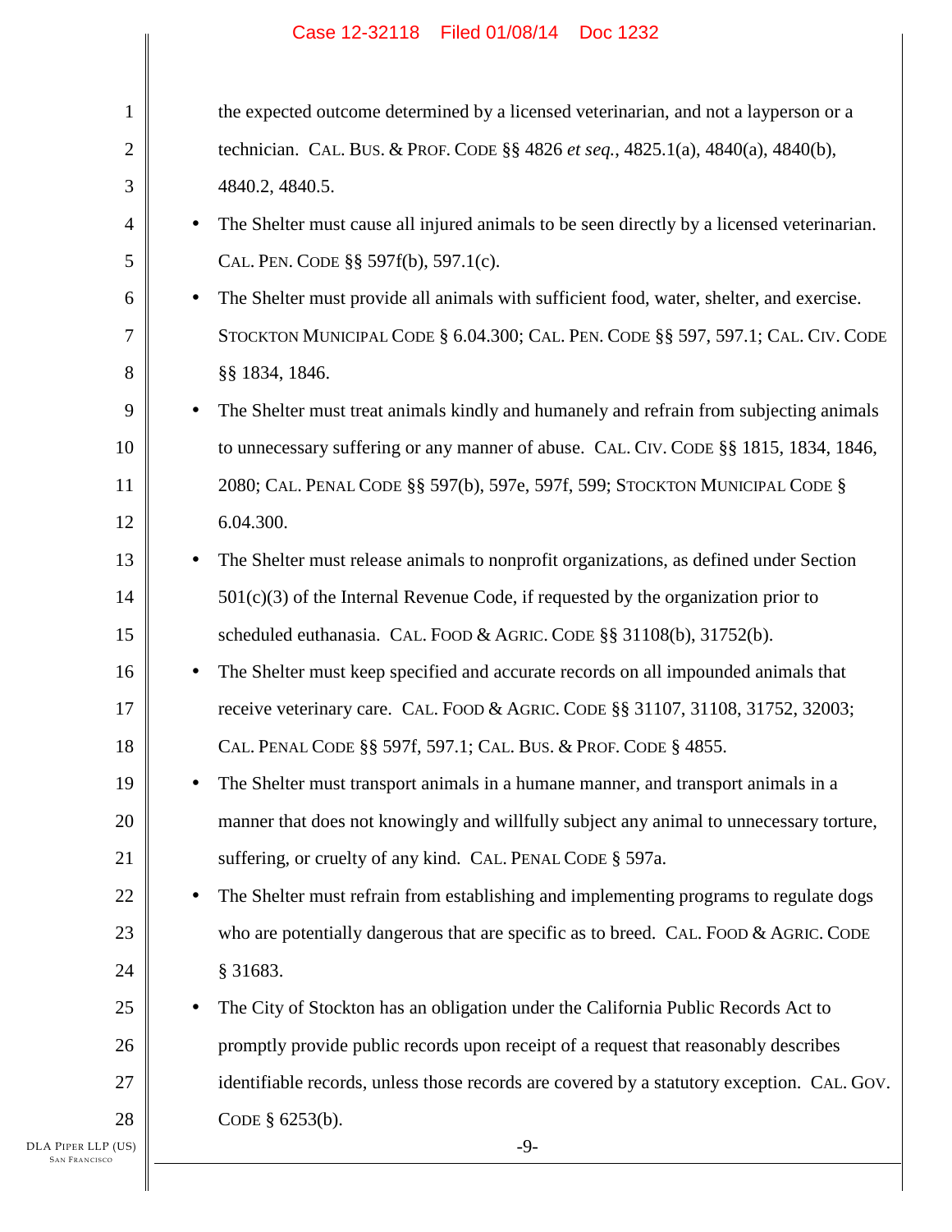the expected outcome determined by a licensed veterinarian, and not a layperson or a technician. CAL. BUS. & PROF. CODE §§ 4826 *et seq.*, 4825.1(a), 4840(a), 4840(b), 4840.2, 4840.5.

- The Shelter must cause all injured animals to be seen directly by a licensed veterinarian. CAL. PEN. CODE §§ 597f(b), 597.1(c).
- The Shelter must provide all animals with sufficient food, water, shelter, and exercise. STOCKTON MUNICIPAL CODE § 6.04.300; CAL. PEN. CODE §§ 597, 597.1; CAL. CIV. CODE §§ 1834, 1846.
- The Shelter must treat animals kindly and humanely and refrain from subjecting animals to unnecessary suffering or any manner of abuse. CAL. CIV. CODE §§ 1815, 1834, 1846, 2080; CAL. PENAL CODE §§ 597(b), 597e, 597f, 599; STOCKTON MUNICIPAL CODE § 6.04.300.
- The Shelter must release animals to nonprofit organizations, as defined under Section 501(c)(3) of the Internal Revenue Code, if requested by the organization prior to scheduled euthanasia. CAL. FOOD & AGRIC. CODE §§ 31108(b), 31752(b).
- The Shelter must keep specified and accurate records on all impounded animals that receive veterinary care. CAL. FOOD & AGRIC. CODE §§ 31107, 31108, 31752, 32003; CAL. PENAL CODE §§ 597f, 597.1; CAL. BUS. & PROF. CODE § 4855.
- The Shelter must transport animals in a humane manner, and transport animals in a manner that does not knowingly and willfully subject any animal to unnecessary torture, suffering, or cruelty of any kind. CAL. PENAL CODE § 597a.
- The Shelter must refrain from establishing and implementing programs to regulate dogs who are potentially dangerous that are specific as to breed. CAL. FOOD & AGRIC. CODE § 31683.
- The City of Stockton has an obligation under the California Public Records Act to promptly provide public records upon receipt of a request that reasonably describes identifiable records, unless those records are covered by a statutory exception. CAL. GOV. CODE § 6253(b).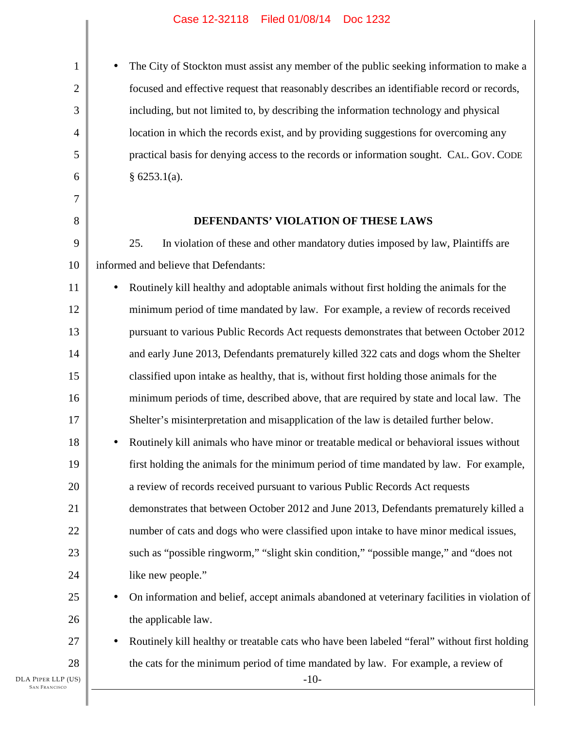- The City of Stockton must assist any member of the public seeking information to make a focused and effective request that reasonably describes an identifiable record or records, including, but not limited to, by describing the information technology and physical location in which the records exist, and by providing suggestions for overcoming any practical basis for denying access to the records or information sought. CAL. GOV. CODE § 6253.1(a).

**DEFENDANTS' VIOLATION OF THESE LAWS**

25. In violation of these and other mandatory duties imposed by law, Plaintiffs are informed and believe that Defendants:

- Routinely kill healthy and adoptable animals without first holding the animals for the minimum period of time mandated by law. For example, a review of records received pursuant to various Public Records Act requests demonstrates that between October 2012 and early June 2013, Defendants prematurely killed 322 cats and dogs whom the Shelter classified upon intake as healthy, that is, without first holding those animals for the minimum periods of time, described above, that are required by state and local law. The Shelter's misinterpretation and misapplication of the law is detailed further below.
- Routinely kill animals who have minor or treatable medical or behavioral issues without first holding the animals for the minimum period of time mandated by law. For example, a review of records received pursuant to various Public Records Act requests demonstrates that between October 2012 and June 2013, Defendants prematurely killed a number of cats and dogs who were classified upon intake to have minor medical issues, such as "possible ringworm," "slight skin condition," "possible mange," and "does not like new people."
- On information and belief, accept animals abandoned at veterinary facilities in violation of the applicable law.
- Routinely kill healthy or treatable cats who have been labeled "feral" without first holding the cats for the minimum period of time mandated by law. For example, a review of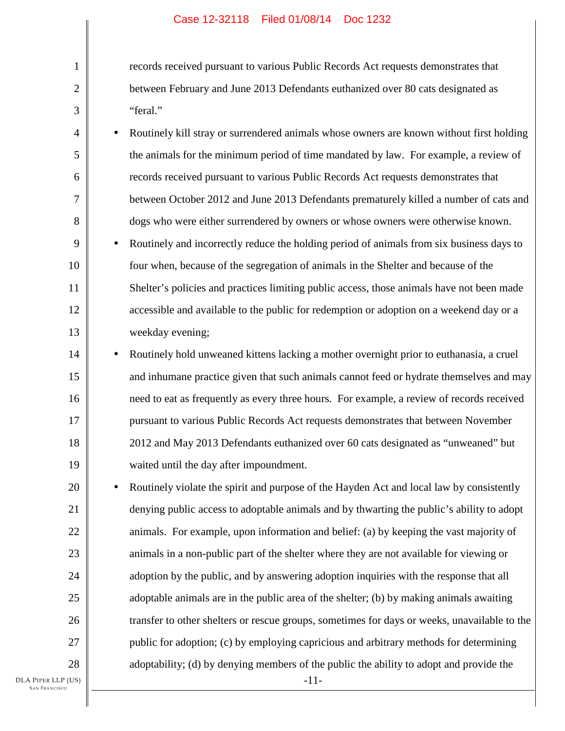records received pursuant to various Public Records Act requests demonstrates that between February and June 2013 Defendants euthanized over 80 cats designated as "feral."

- Routinely kill stray or surrendered animals whose owners are known without first holding the animals for the minimum period of time mandated by law. For example, a review of records received pursuant to various Public Records Act requests demonstrates that between October 2012 and June 2013 Defendants prematurely killed a number of cats and dogs who were either surrendered by owners or whose owners were otherwise known.
- Routinely and incorrectly reduce the holding period of animals from six business days to four when, because of the segregation of animals in the Shelter and because of the Shelter's policies and practices limiting public access, those animals have not been made accessible and available to the public for redemption or adoption on a weekend day or a weekday evening;
- Routinely hold unweaned kittens lacking a mother overnight prior to euthanasia, a cruel and inhumane practice given that such animals cannot feed or hydrate themselves and may need to eat as frequently as every three hours. For example, a review of records received pursuant to various Public Records Act requests demonstrates that between November 2012 and May 2013 Defendants euthanized over 60 cats designated as "unweaned" but waited until the day after impoundment.
- Routinely violate the spirit and purpose of the Hayden Act and local law by consistently denying public access to adoptable animals and by thwarting the public's ability to adopt animals. For example, upon information and belief: (a) by keeping the vast majority of animals in a non-public part of the shelter where they are not available for viewing or adoption by the public, and by answering adoption inquiries with the response that all adoptable animals are in the public area of the shelter; (b) by making animals awaiting transfer to other shelters or rescue groups, sometimes for days or weeks, unavailable to the public for adoption; (c) by employing capricious and arbitrary methods for determining adoptability; (d) by denying members of the public the ability to adopt and provide the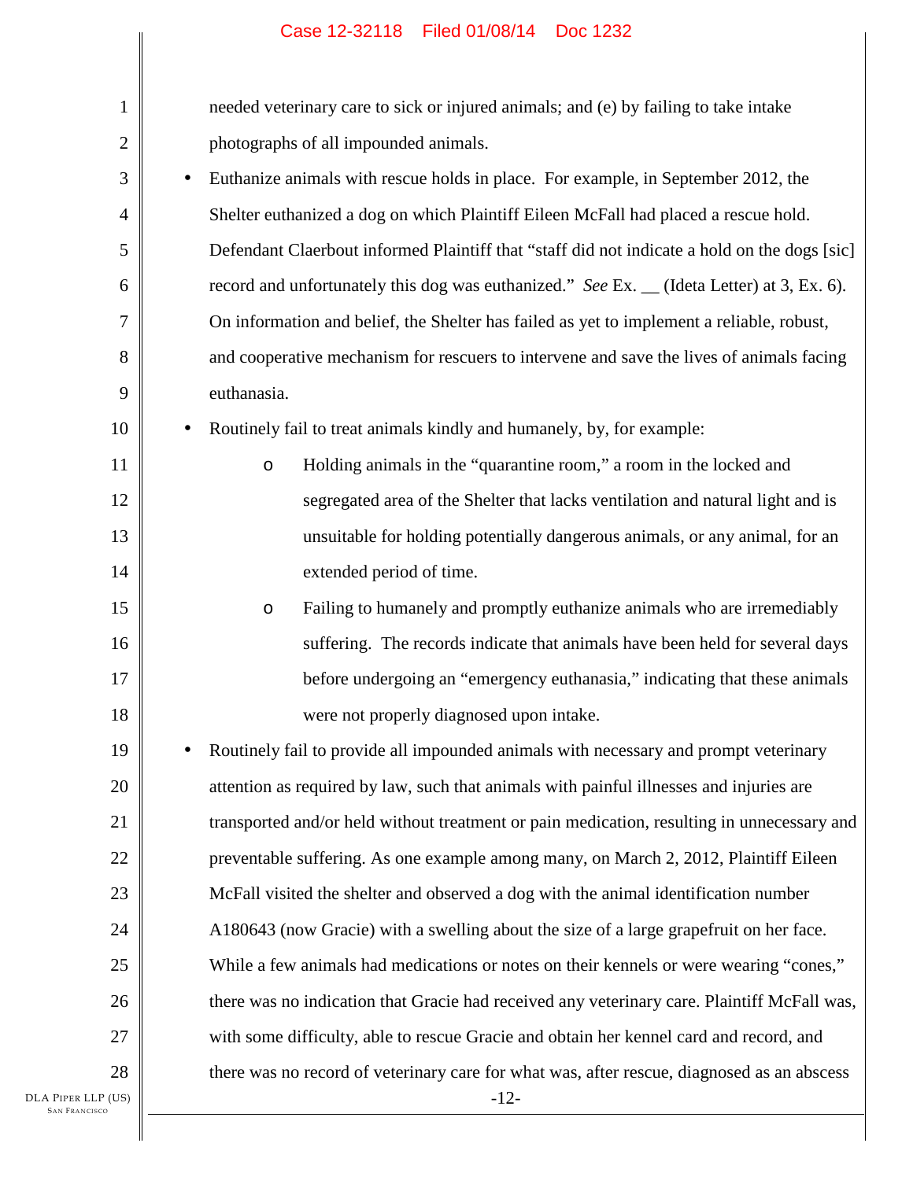needed veterinary care to sick or injured animals; and (e) by failing to take intake photographs of all impounded animals.

- Euthanize animals with rescue holds in place. For example, in September 2012, the Shelter euthanized a dog on which Plaintiff Eileen McFall had placed a rescue hold. Defendant Claerbout informed Plaintiff that "staff did not indicate a hold on the dogs [sic] record and unfortunately this dog was euthanized." *See* Ex. __ (Ideta Letter) at 3, Ex. 6). On information and belief, the Shelter has failed as yet to implement a reliable, robust, and cooperative mechanism for rescuers to intervene and save the lives of animals facing euthanasia.
- Routinely fail to treat animals kindly and humanely, by, for example:
  - Holding animals in the "quarantine room," a room in the locked and segregated area of the Shelter that lacks ventilation and natural light and is unsuitable for holding potentially dangerous animals, or any animal, for an extended period of time.
  - Failing to humanely and promptly euthanize animals who are irremediably suffering. The records indicate that animals have been held for several days before undergoing an "emergency euthanasia," indicating that these animals were not properly diagnosed upon intake.
- Routinely fail to provide all impounded animals with necessary and prompt veterinary attention as required by law, such that animals with painful illnesses and injuries are transported and/or held without treatment or pain medication, resulting in unnecessary and preventable suffering. As one example among many, on March 2, 2012, Plaintiff Eileen McFall visited the shelter and observed a dog with the animal identification number A180643 (now Gracie) with a swelling about the size of a large grapefruit on her face. While a few animals had medications or notes on their kennels or were wearing "cones," there was no indication that Gracie had received any veterinary care. Plaintiff McFall was, with some difficulty, able to rescue Gracie and obtain her kennel card and record, and there was no record of veterinary care for what was, after rescue, diagnosed as an abscess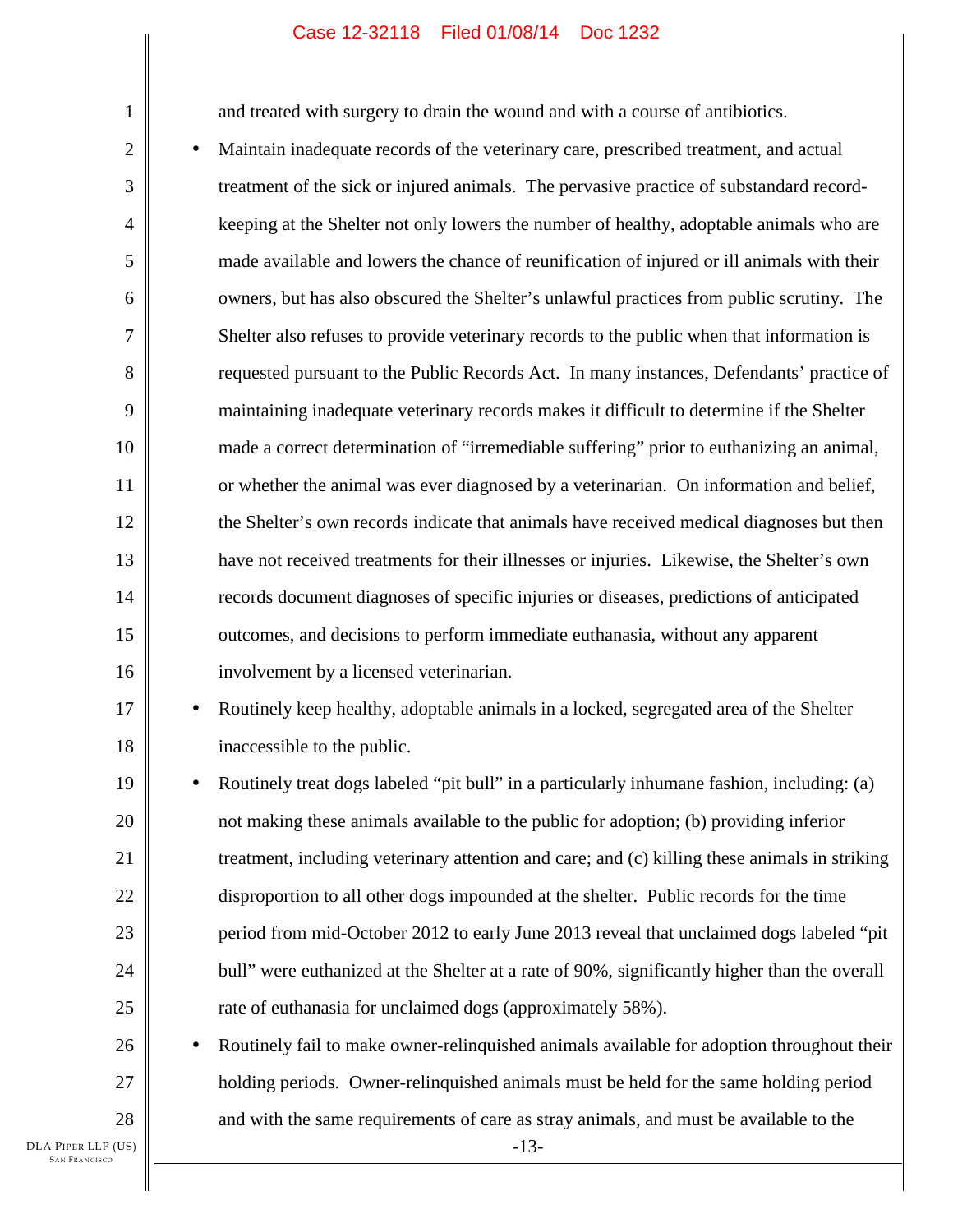and treated with surgery to drain the wound and with a course of antibiotics.

- Maintain inadequate records of the veterinary care, prescribed treatment, and actual treatment of the sick or injured animals. The pervasive practice of substandard record-keeping at the Shelter not only lowers the number of healthy, adoptable animals who are made available and lowers the chance of reunification of injured or ill animals with their owners, but has also obscured the Shelter's unlawful practices from public scrutiny. The Shelter also refuses to provide veterinary records to the public when that information is requested pursuant to the Public Records Act. In many instances, Defendants' practice of maintaining inadequate veterinary records makes it difficult to determine if the Shelter made a correct determination of "irremediable suffering" prior to euthanizing an animal, or whether the animal was ever diagnosed by a veterinarian. On information and belief, the Shelter's own records indicate that animals have received medical diagnoses but then have not received treatments for their illnesses or injuries. Likewise, the Shelter's own records document diagnoses of specific injuries or diseases, predictions of anticipated outcomes, and decisions to perform immediate euthanasia, without any apparent involvement by a licensed veterinarian.
- Routinely keep healthy, adoptable animals in a locked, segregated area of the Shelter inaccessible to the public.
- Routinely treat dogs labeled "pit bull" in a particularly inhumane fashion, including: (a) not making these animals available to the public for adoption; (b) providing inferior treatment, including veterinary attention and care; and (c) killing these animals in striking disproportion to all other dogs impounded at the shelter. Public records for the time period from mid-October 2012 to early June 2013 reveal that unclaimed dogs labeled "pit bull" were euthanized at the Shelter at a rate of 90%, significantly higher than the overall rate of euthanasia for unclaimed dogs (approximately 58%).
- Routinely fail to make owner-relinquished animals available for adoption throughout their holding periods. Owner-relinquished animals must be held for the same holding period and with the same requirements of care as stray animals, and must be available to the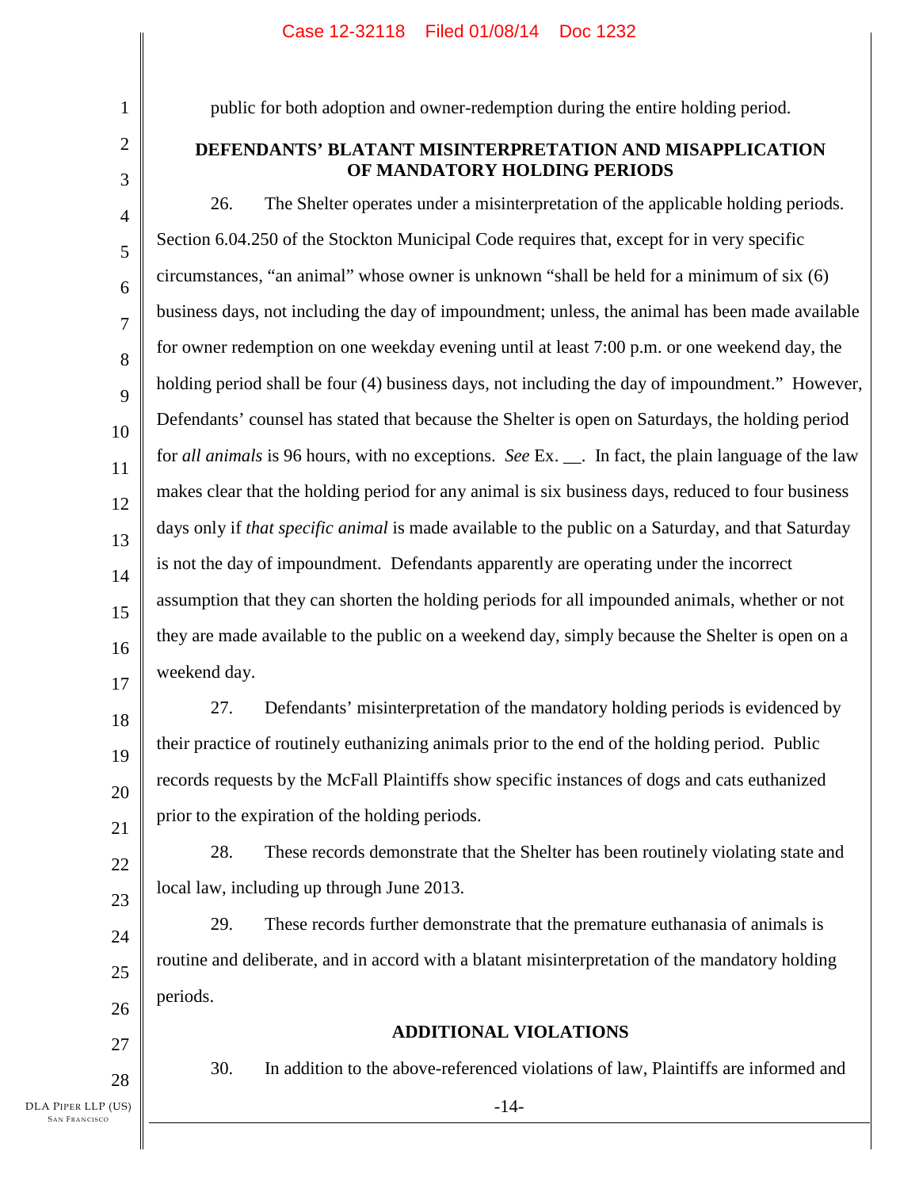public for both adoption and owner-redemption during the entire holding period.

**DEFENDANTS' BLATANT MISINTERPRETATION AND MISAPPLICATION OF MANDATORY HOLDING PERIODS**

26. The Shelter operates under a misinterpretation of the applicable holding periods. Section 6.04.250 of the Stockton Municipal Code requires that, except for in very specific circumstances, "an animal" whose owner is unknown "shall be held for a minimum of six (6) business days, not including the day of impoundment; unless, the animal has been made available for owner redemption on one weekday evening until at least 7:00 p.m. or one weekend day, the holding period shall be four (4) business days, not including the day of impoundment." However, Defendants' counsel has stated that because the Shelter is open on Saturdays, the holding period for *all animals* is 96 hours, with no exceptions. *See* Ex. __. In fact, the plain language of the law makes clear that the holding period for any animal is six business days, reduced to four business days only if *that specific animal* is made available to the public on a Saturday, and that Saturday is not the day of impoundment. Defendants apparently are operating under the incorrect assumption that they can shorten the holding periods for all impounded animals, whether or not they are made available to the public on a weekend day, simply because the Shelter is open on a weekend day.

27. Defendants' misinterpretation of the mandatory holding periods is evidenced by their practice of routinely euthanizing animals prior to the end of the holding period. Public records requests by the McFall Plaintiffs show specific instances of dogs and cats euthanized prior to the expiration of the holding periods.

28. These records demonstrate that the Shelter has been routinely violating state and local law, including up through June 2013.

29. These records further demonstrate that the premature euthanasia of animals is routine and deliberate, and in accord with a blatant misinterpretation of the mandatory holding periods.

**ADDITIONAL VIOLATIONS**

30. In addition to the above-referenced violations of law, Plaintiffs are informed and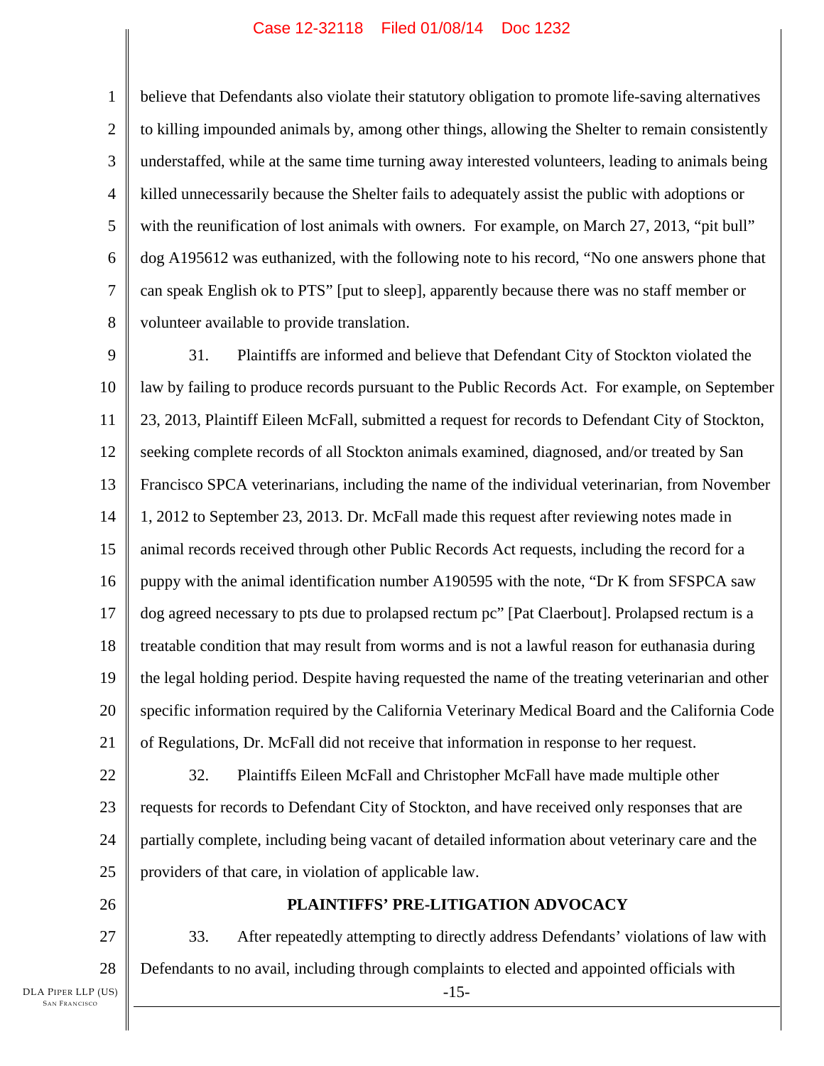believe that Defendants also violate their statutory obligation to promote life-saving alternatives to killing impounded animals by, among other things, allowing the Shelter to remain consistently understaffed, while at the same time turning away interested volunteers, leading to animals being killed unnecessarily because the Shelter fails to adequately assist the public with adoptions or with the reunification of lost animals with owners. For example, on March 27, 2013, "pit bull" dog A195612 was euthanized, with the following note to his record, "No one answers phone that can speak English ok to PTS" [put to sleep], apparently because there was no staff member or volunteer available to provide translation.

31. Plaintiffs are informed and believe that Defendant City of Stockton violated the law by failing to produce records pursuant to the Public Records Act. For example, on September 23, 2013, Plaintiff Eileen McFall, submitted a request for records to Defendant City of Stockton, seeking complete records of all Stockton animals examined, diagnosed, and/or treated by San Francisco SPCA veterinarians, including the name of the individual veterinarian, from November 1, 2012 to September 23, 2013. Dr. McFall made this request after reviewing notes made in animal records received through other Public Records Act requests, including the record for a puppy with the animal identification number A190595 with the note, "Dr K from SFSPCA saw dog agreed necessary to pts due to prolapsed rectum pc" [Pat Claerbout]. Prolapsed rectum is a treatable condition that may result from worms and is not a lawful reason for euthanasia during the legal holding period. Despite having requested the name of the treating veterinarian and other specific information required by the California Veterinary Medical Board and the California Code of Regulations, Dr. McFall did not receive that information in response to her request.

32. Plaintiffs Eileen McFall and Christopher McFall have made multiple other requests for records to Defendant City of Stockton, and have received only responses that are partially complete, including being vacant of detailed information about veterinary care and the providers of that care, in violation of applicable law.

## PLAINTIFFS' PRE-LITIGATION ADVOCACY

33. After repeatedly attempting to directly address Defendants' violations of law with Defendants to no avail, including through complaints to elected and appointed officials with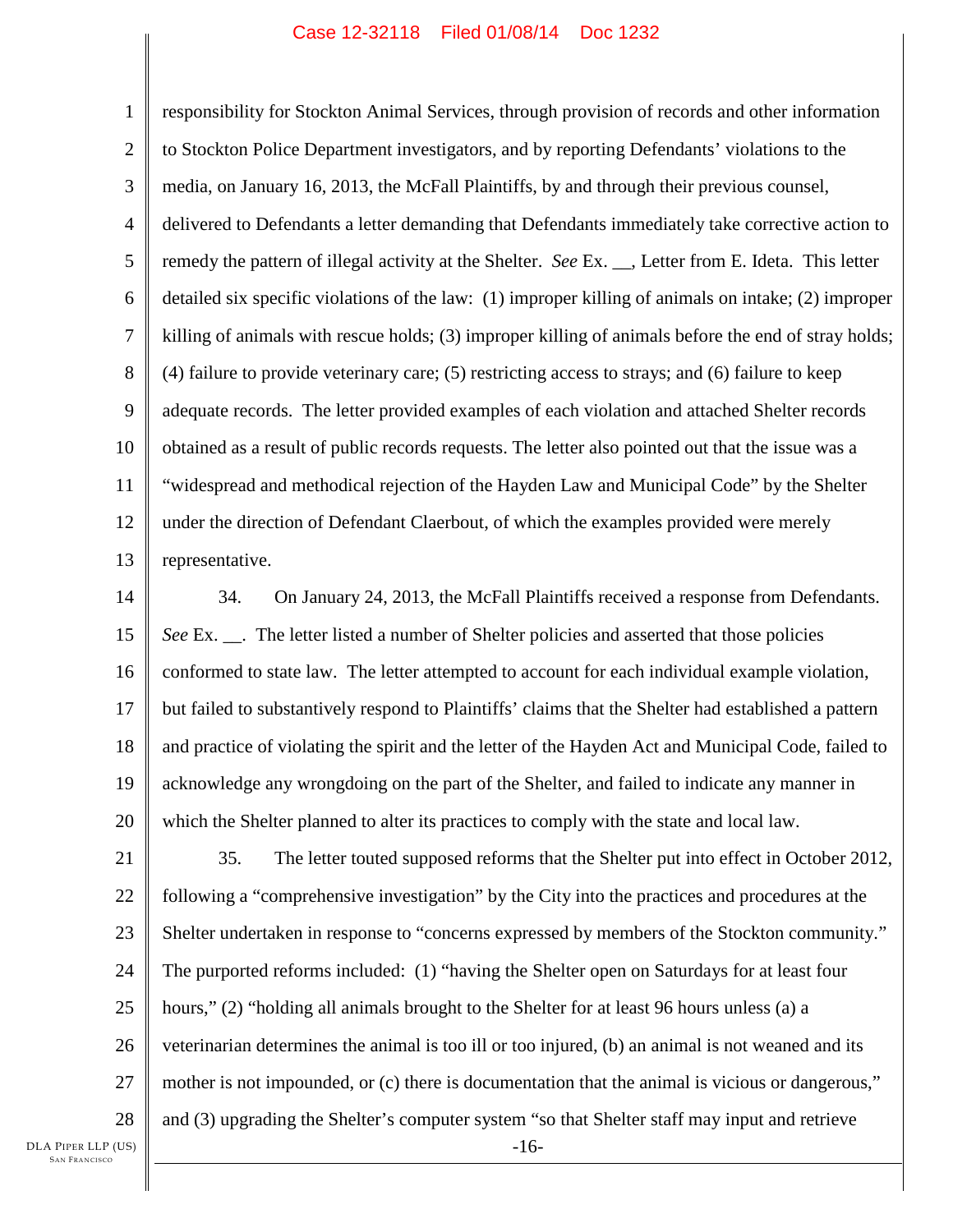responsibility for Stockton Animal Services, through provision of records and other information to Stockton Police Department investigators, and by reporting Defendants' violations to the media, on January 16, 2013, the McFall Plaintiffs, by and through their previous counsel, delivered to Defendants a letter demanding that Defendants immediately take corrective action to remedy the pattern of illegal activity at the Shelter. *See* Ex. __, Letter from E. Ideta. This letter detailed six specific violations of the law: (1) improper killing of animals on intake; (2) improper killing of animals with rescue holds; (3) improper killing of animals before the end of stray holds; (4) failure to provide veterinary care; (5) restricting access to strays; and (6) failure to keep adequate records. The letter provided examples of each violation and attached Shelter records obtained as a result of public records requests. The letter also pointed out that the issue was a "widespread and methodical rejection of the Hayden Law and Municipal Code" by the Shelter under the direction of Defendant Claerbout, of which the examples provided were merely representative.

34. On January 24, 2013, the McFall Plaintiffs received a response from Defendants. *See* Ex. __. The letter listed a number of Shelter policies and asserted that those policies conformed to state law. The letter attempted to account for each individual example violation, but failed to substantively respond to Plaintiffs' claims that the Shelter had established a pattern and practice of violating the spirit and the letter of the Hayden Act and Municipal Code, failed to acknowledge any wrongdoing on the part of the Shelter, and failed to indicate any manner in which the Shelter planned to alter its practices to comply with the state and local law.

35. The letter touted supposed reforms that the Shelter put into effect in October 2012, following a "comprehensive investigation" by the City into the practices and procedures at the Shelter undertaken in response to "concerns expressed by members of the Stockton community." The purported reforms included: (1) "having the Shelter open on Saturdays for at least four hours," (2) "holding all animals brought to the Shelter for at least 96 hours unless (a) a veterinarian determines the animal is too ill or too injured, (b) an animal is not weaned and its mother is not impounded, or (c) there is documentation that the animal is vicious or dangerous," and (3) upgrading the Shelter's computer system "so that Shelter staff may input and retrieve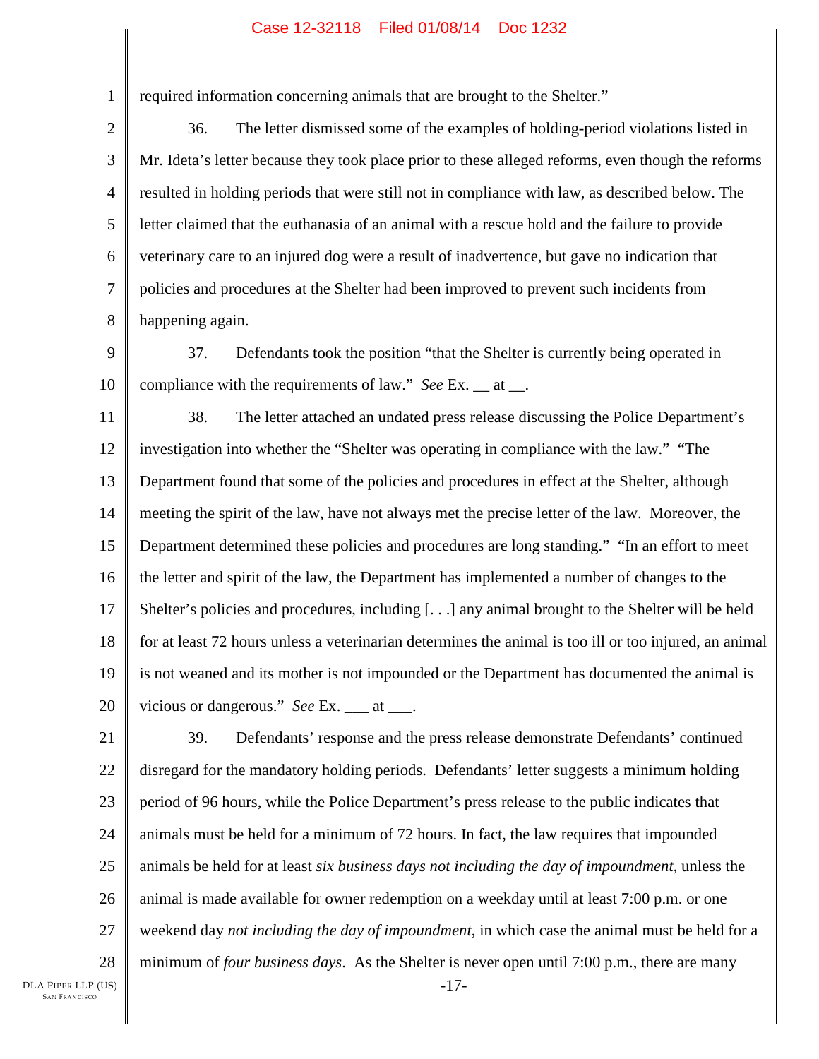required information concerning animals that are brought to the Shelter."

36. The letter dismissed some of the examples of holding-period violations listed in Mr. Ideta's letter because they took place prior to these alleged reforms, even though the reforms resulted in holding periods that were still not in compliance with law, as described below. The letter claimed that the euthanasia of an animal with a rescue hold and the failure to provide veterinary care to an injured dog were a result of inadvertence, but gave no indication that policies and procedures at the Shelter had been improved to prevent such incidents from happening again.

37. Defendants took the position "that the Shelter is currently being operated in compliance with the requirements of law." *See* Ex. __ at __.

38. The letter attached an undated press release discussing the Police Department's investigation into whether the "Shelter was operating in compliance with the law." "The Department found that some of the policies and procedures in effect at the Shelter, although meeting the spirit of the law, have not always met the precise letter of the law. Moreover, the Department determined these policies and procedures are long standing." "In an effort to meet the letter and spirit of the law, the Department has implemented a number of changes to the Shelter's policies and procedures, including [. . .] any animal brought to the Shelter will be held for at least 72 hours unless a veterinarian determines the animal is too ill or too injured, an animal is not weaned and its mother is not impounded or the Department has documented the animal is vicious or dangerous." *See* Ex. ___ at ___.

39. Defendants' response and the press release demonstrate Defendants' continued disregard for the mandatory holding periods. Defendants' letter suggests a minimum holding period of 96 hours, while the Police Department's press release to the public indicates that animals must be held for a minimum of 72 hours. In fact, the law requires that impounded animals be held for at least *six business days not including the day of impoundment*, unless the animal is made available for owner redemption on a weekday until at least 7:00 p.m. or one weekend day *not including the day of impoundment*, in which case the animal must be held for a minimum of *four business days*. As the Shelter is never open until 7:00 p.m., there are many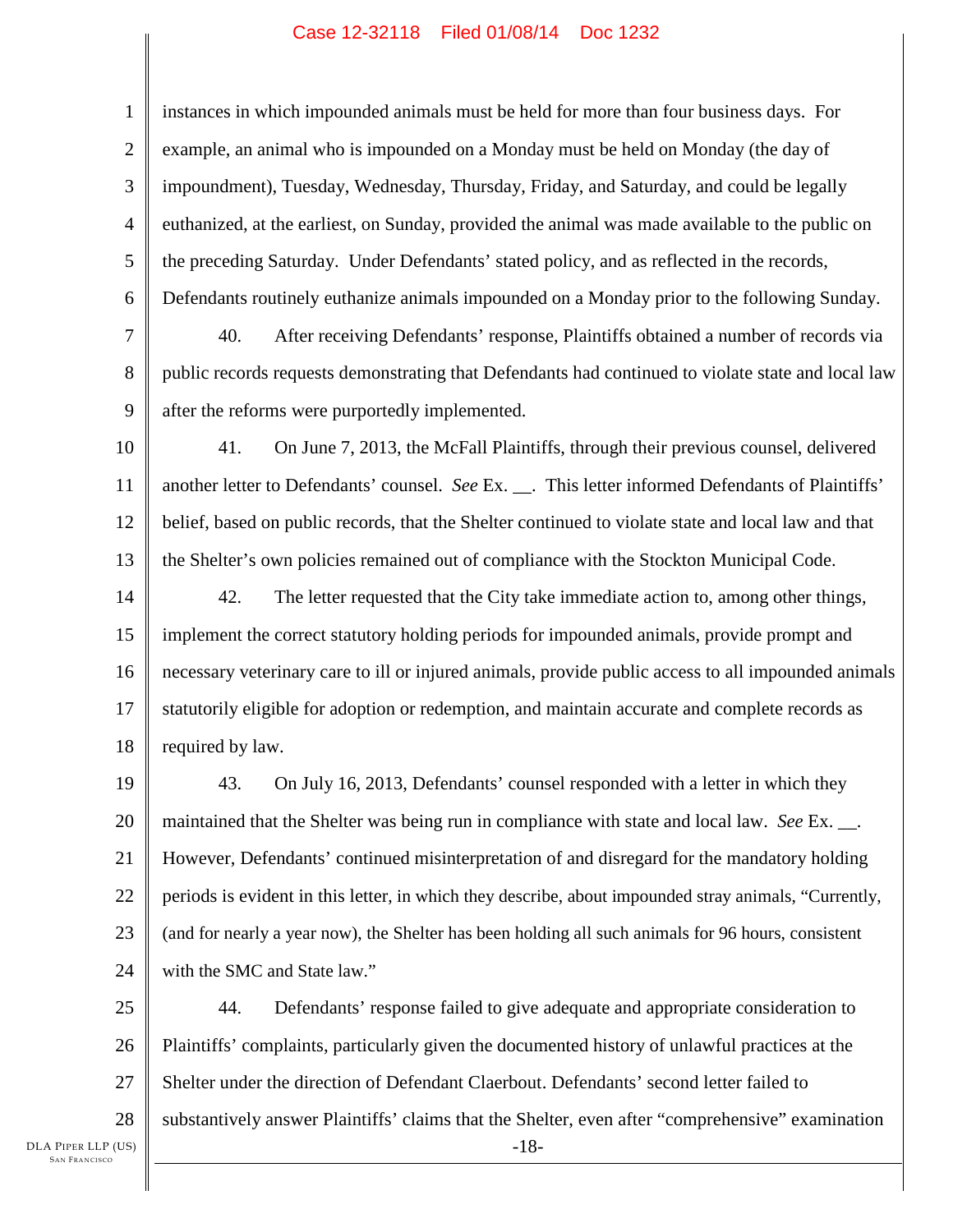instances in which impounded animals must be held for more than four business days. For example, an animal who is impounded on a Monday must be held on Monday (the day of impoundment), Tuesday, Wednesday, Thursday, Friday, and Saturday, and could be legally euthanized, at the earliest, on Sunday, provided the animal was made available to the public on the preceding Saturday. Under Defendants' stated policy, and as reflected in the records, Defendants routinely euthanize animals impounded on a Monday prior to the following Sunday.

40. After receiving Defendants' response, Plaintiffs obtained a number of records via public records requests demonstrating that Defendants had continued to violate state and local law after the reforms were purportedly implemented.

41. On June 7, 2013, the McFall Plaintiffs, through their previous counsel, delivered another letter to Defendants' counsel. *See* Ex. __. This letter informed Defendants of Plaintiffs' belief, based on public records, that the Shelter continued to violate state and local law and that the Shelter's own policies remained out of compliance with the Stockton Municipal Code.

42. The letter requested that the City take immediate action to, among other things, implement the correct statutory holding periods for impounded animals, provide prompt and necessary veterinary care to ill or injured animals, provide public access to all impounded animals statutorily eligible for adoption or redemption, and maintain accurate and complete records as required by law.

43. On July 16, 2013, Defendants' counsel responded with a letter in which they maintained that the Shelter was being run in compliance with state and local law. *See* Ex. __. However, Defendants' continued misinterpretation of and disregard for the mandatory holding periods is evident in this letter, in which they describe, about impounded stray animals, "Currently, (and for nearly a year now), the Shelter has been holding all such animals for 96 hours, consistent with the SMC and State law."

44. Defendants' response failed to give adequate and appropriate consideration to Plaintiffs' complaints, particularly given the documented history of unlawful practices at the Shelter under the direction of Defendant Claerbout. Defendants' second letter failed to substantively answer Plaintiffs' claims that the Shelter, even after "comprehensive" examination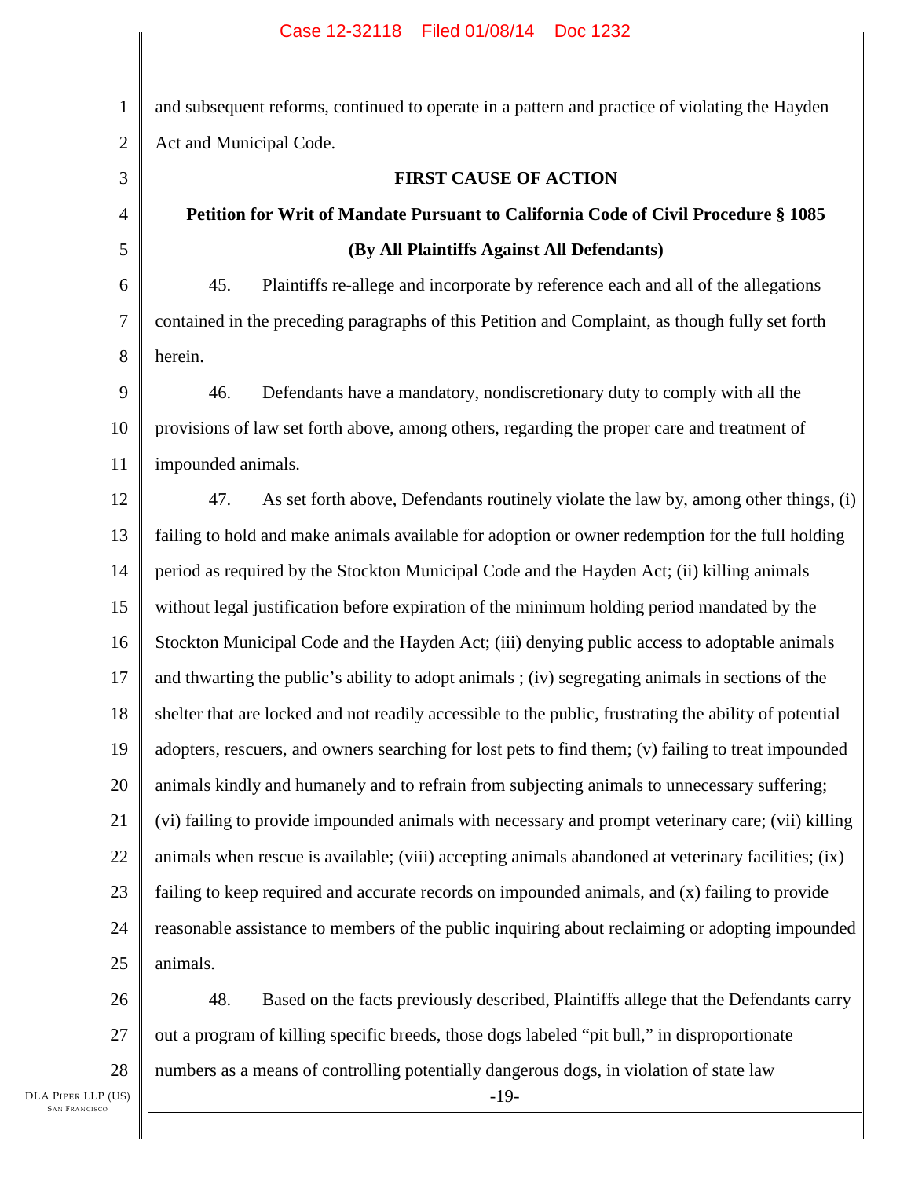and subsequent reforms, continued to operate in a pattern and practice of violating the Hayden Act and Municipal Code.

**FIRST CAUSE OF ACTION**

**Petition for Writ of Mandate Pursuant to California Code of Civil Procedure § 1085**

**(By All Plaintiffs Against All Defendants)**

45. Plaintiffs re-allege and incorporate by reference each and all of the allegations contained in the preceding paragraphs of this Petition and Complaint, as though fully set forth herein.

46. Defendants have a mandatory, nondiscretionary duty to comply with all the provisions of law set forth above, among others, regarding the proper care and treatment of impounded animals.

47. As set forth above, Defendants routinely violate the law by, among other things, (i) failing to hold and make animals available for adoption or owner redemption for the full holding period as required by the Stockton Municipal Code and the Hayden Act; (ii) killing animals without legal justification before expiration of the minimum holding period mandated by the Stockton Municipal Code and the Hayden Act; (iii) denying public access to adoptable animals and thwarting the public's ability to adopt animals ; (iv) segregating animals in sections of the shelter that are locked and not readily accessible to the public, frustrating the ability of potential adopters, rescuers, and owners searching for lost pets to find them; (v) failing to treat impounded animals kindly and humanely and to refrain from subjecting animals to unnecessary suffering; (vi) failing to provide impounded animals with necessary and prompt veterinary care; (vii) killing animals when rescue is available; (viii) accepting animals abandoned at veterinary facilities; (ix) failing to keep required and accurate records on impounded animals, and (x) failing to provide reasonable assistance to members of the public inquiring about reclaiming or adopting impounded animals.

48. Based on the facts previously described, Plaintiffs allege that the Defendants carry out a program of killing specific breeds, those dogs labeled "pit bull," in disproportionate numbers as a means of controlling potentially dangerous dogs, in violation of state law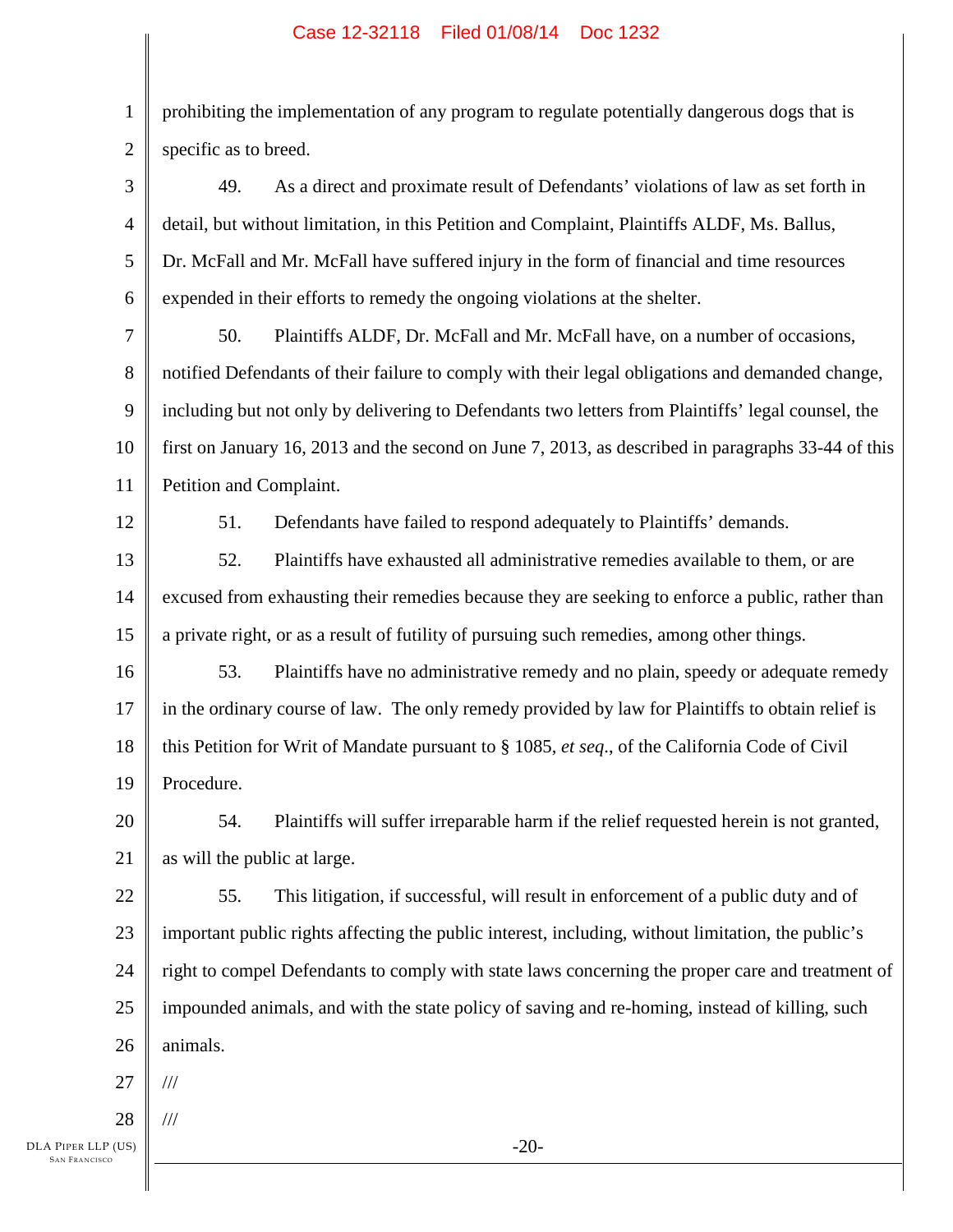prohibiting the implementation of any program to regulate potentially dangerous dogs that is specific as to breed.

49. As a direct and proximate result of Defendants' violations of law as set forth in detail, but without limitation, in this Petition and Complaint, Plaintiffs ALDF, Ms. Ballus, Dr. McFall and Mr. McFall have suffered injury in the form of financial and time resources expended in their efforts to remedy the ongoing violations at the shelter.

50. Plaintiffs ALDF, Dr. McFall and Mr. McFall have, on a number of occasions, notified Defendants of their failure to comply with their legal obligations and demanded change, including but not only by delivering to Defendants two letters from Plaintiffs' legal counsel, the first on January 16, 2013 and the second on June 7, 2013, as described in paragraphs 33-44 of this Petition and Complaint.

51. Defendants have failed to respond adequately to Plaintiffs' demands.

52. Plaintiffs have exhausted all administrative remedies available to them, or are excused from exhausting their remedies because they are seeking to enforce a public, rather than a private right, or as a result of futility of pursuing such remedies, among other things.

53. Plaintiffs have no administrative remedy and no plain, speedy or adequate remedy in the ordinary course of law. The only remedy provided by law for Plaintiffs to obtain relief is this Petition for Writ of Mandate pursuant to § 1085, *et seq.*, of the California Code of Civil Procedure.

54. Plaintiffs will suffer irreparable harm if the relief requested herein is not granted, as will the public at large.

55. This litigation, if successful, will result in enforcement of a public duty and of important public rights affecting the public interest, including, without limitation, the public's right to compel Defendants to comply with state laws concerning the proper care and treatment of impounded animals, and with the state policy of saving and re-homing, instead of killing, such animals.

///

///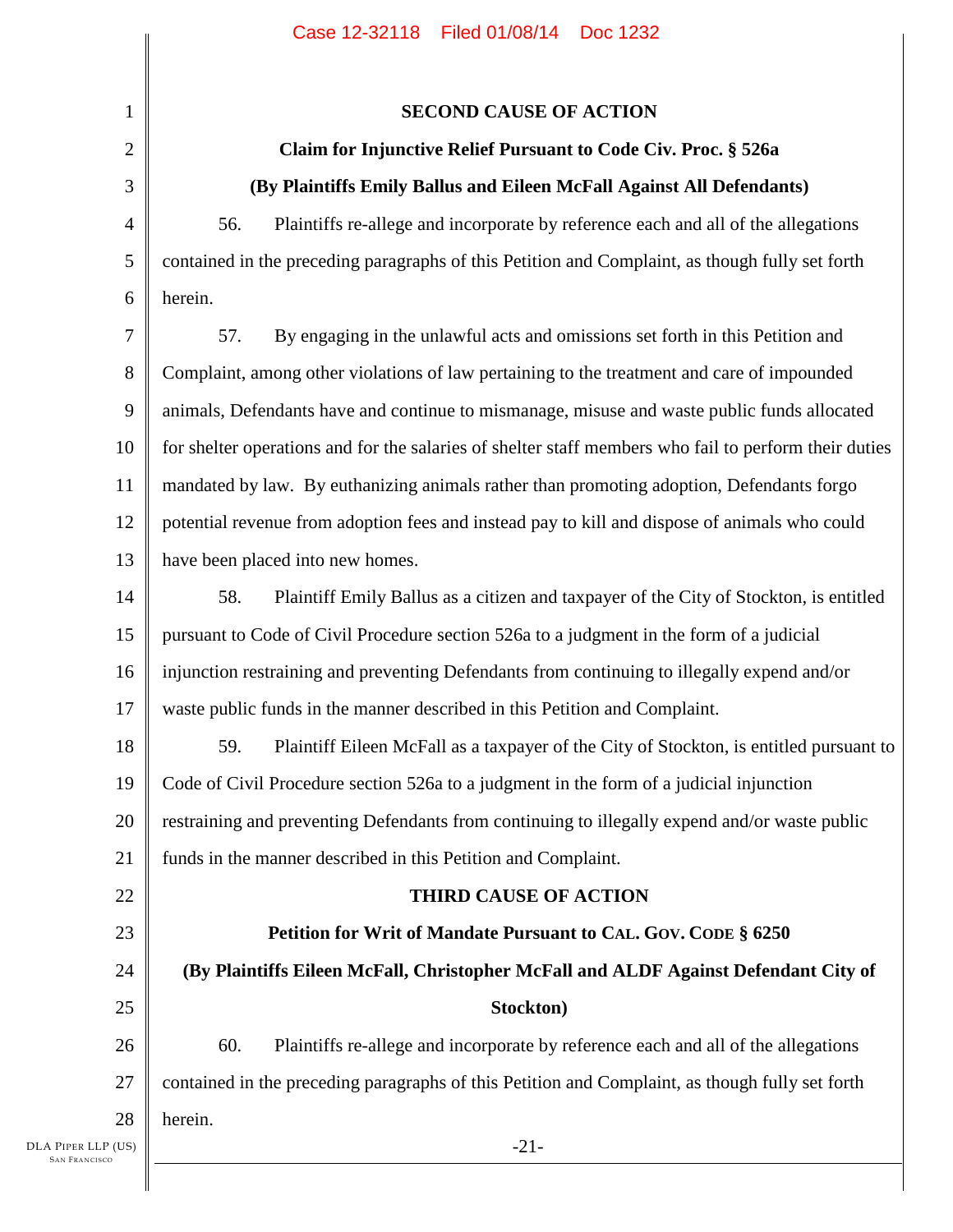## SECOND CAUSE OF ACTION

### Claim for Injunctive Relief Pursuant to Code Civ. Proc. § 526a

### (By Plaintiffs Emily Ballus and Eileen McFall Against All Defendants)

56. Plaintiffs re-allege and incorporate by reference each and all of the allegations contained in the preceding paragraphs of this Petition and Complaint, as though fully set forth herein.

57. By engaging in the unlawful acts and omissions set forth in this Petition and Complaint, among other violations of law pertaining to the treatment and care of impounded animals, Defendants have and continue to mismanage, misuse and waste public funds allocated for shelter operations and for the salaries of shelter staff members who fail to perform their duties mandated by law. By euthanizing animals rather than promoting adoption, Defendants forgo potential revenue from adoption fees and instead pay to kill and dispose of animals who could have been placed into new homes.

58. Plaintiff Emily Ballus as a citizen and taxpayer of the City of Stockton, is entitled pursuant to Code of Civil Procedure section 526a to a judgment in the form of a judicial injunction restraining and preventing Defendants from continuing to illegally expend and/or waste public funds in the manner described in this Petition and Complaint.

59. Plaintiff Eileen McFall as a taxpayer of the City of Stockton, is entitled pursuant to Code of Civil Procedure section 526a to a judgment in the form of a judicial injunction restraining and preventing Defendants from continuing to illegally expend and/or waste public funds in the manner described in this Petition and Complaint.

## THIRD CAUSE OF ACTION

### Petition for Writ of Mandate Pursuant to CAL. GOV. CODE § 6250

### (By Plaintiffs Eileen McFall, Christopher McFall and ALDF Against Defendant City of Stockton)

60. Plaintiffs re-allege and incorporate by reference each and all of the allegations contained in the preceding paragraphs of this Petition and Complaint, as though fully set forth herein.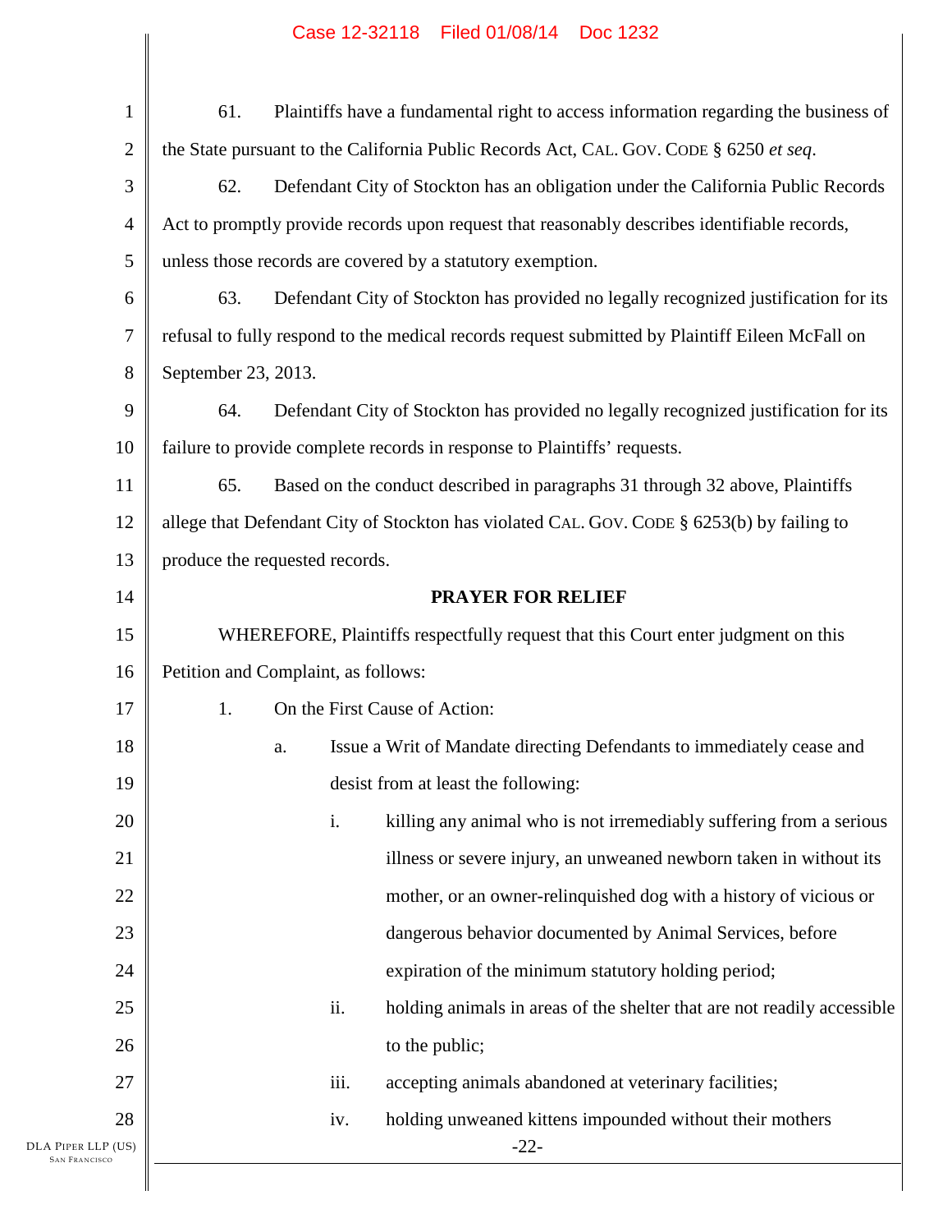61. Plaintiffs have a fundamental right to access information regarding the business of the State pursuant to the California Public Records Act, CAL. GOV. CODE § 6250 *et seq*.

62. Defendant City of Stockton has an obligation under the California Public Records Act to promptly provide records upon request that reasonably describes identifiable records, unless those records are covered by a statutory exemption.

63. Defendant City of Stockton has provided no legally recognized justification for its refusal to fully respond to the medical records request submitted by Plaintiff Eileen McFall on September 23, 2013.

64. Defendant City of Stockton has provided no legally recognized justification for its failure to provide complete records in response to Plaintiffs' requests.

65. Based on the conduct described in paragraphs 31 through 32 above, Plaintiffs allege that Defendant City of Stockton has violated CAL. GOV. CODE § 6253(b) by failing to produce the requested records.

**PRAYER FOR RELIEF**

WHEREFORE, Plaintiffs respectfully request that this Court enter judgment on this Petition and Complaint, as follows:

1. On the First Cause of Action:

   a. Issue a Writ of Mandate directing Defendants to immediately cease and desist from at least the following:

      i. killing any animal who is not irremediably suffering from a serious illness or severe injury, an unweaned newborn taken in without its mother, or an owner-relinquished dog with a history of vicious or dangerous behavior documented by Animal Services, before expiration of the minimum statutory holding period;

      ii. holding animals in areas of the shelter that are not readily accessible to the public;

      iii. accepting animals abandoned at veterinary facilities;

      iv. holding unweaned kittens impounded without their mothers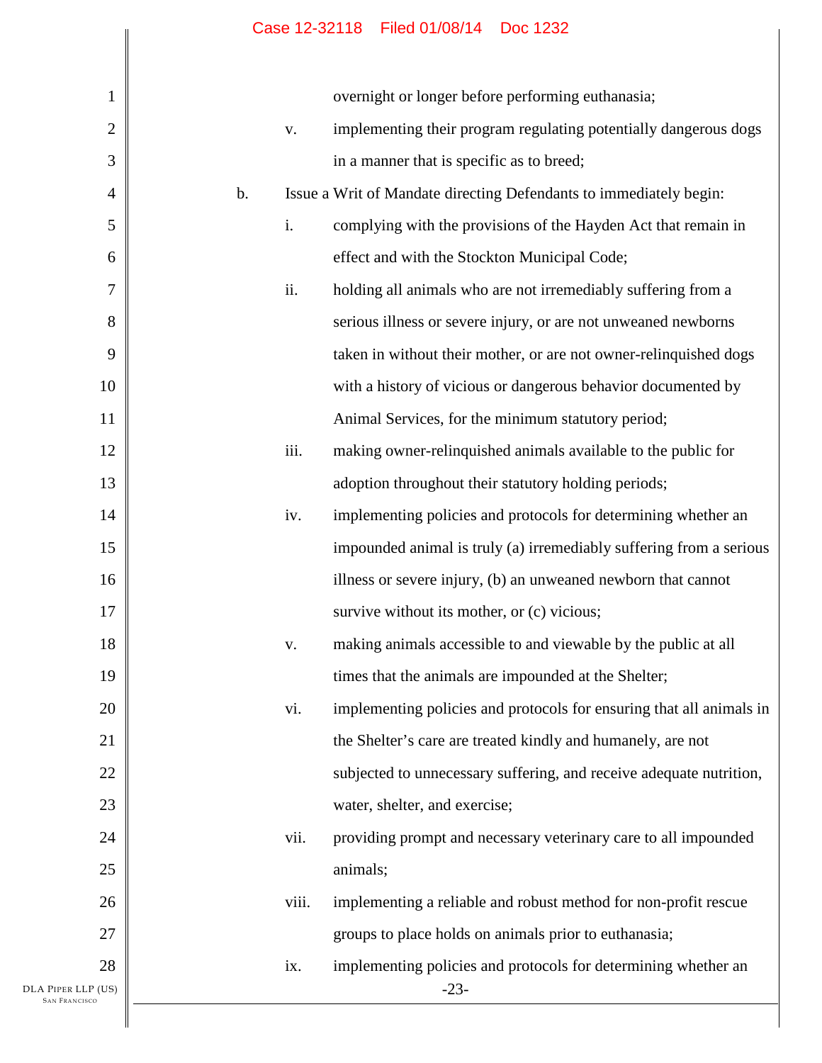overnight or longer before performing euthanasia;

v. implementing their program regulating potentially dangerous dogs in a manner that is specific as to breed;

b. Issue a Writ of Mandate directing Defendants to immediately begin:

i. complying with the provisions of the Hayden Act that remain in effect and with the Stockton Municipal Code;

ii. holding all animals who are not irremediably suffering from a serious illness or severe injury, or are not unweaned newborns taken in without their mother, or are not owner-relinquished dogs with a history of vicious or dangerous behavior documented by Animal Services, for the minimum statutory period;

iii. making owner-relinquished animals available to the public for adoption throughout their statutory holding periods;

iv. implementing policies and protocols for determining whether an impounded animal is truly (a) irremediably suffering from a serious illness or severe injury, (b) an unweaned newborn that cannot survive without its mother, or (c) vicious;

v. making animals accessible to and viewable by the public at all times that the animals are impounded at the Shelter;

vi. implementing policies and protocols for ensuring that all animals in the Shelter's care are treated kindly and humanely, are not subjected to unnecessary suffering, and receive adequate nutrition, water, shelter, and exercise;

vii. providing prompt and necessary veterinary care to all impounded animals;

viii. implementing a reliable and robust method for non-profit rescue groups to place holds on animals prior to euthanasia;

ix. implementing policies and protocols for determining whether an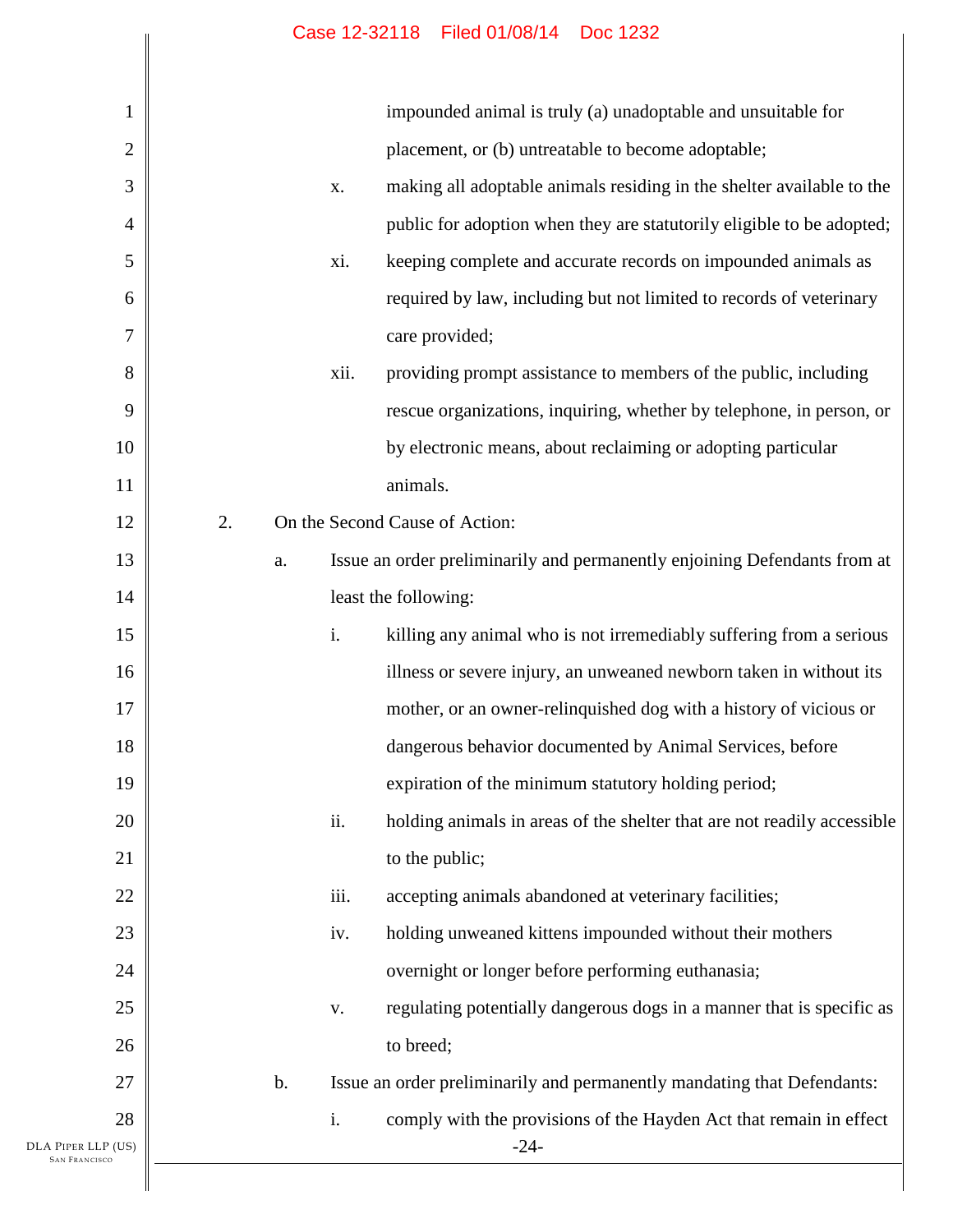impounded animal is truly (a) unadoptable and unsuitable for placement, or (b) untreatable to become adoptable;

x. making all adoptable animals residing in the shelter available to the public for adoption when they are statutorily eligible to be adopted;

xi. keeping complete and accurate records on impounded animals as required by law, including but not limited to records of veterinary care provided;

xii. providing prompt assistance to members of the public, including rescue organizations, inquiring, whether by telephone, in person, or by electronic means, about reclaiming or adopting particular animals.

2. On the Second Cause of Action:

a. Issue an order preliminarily and permanently enjoining Defendants from at least the following:

i. killing any animal who is not irremediably suffering from a serious illness or severe injury, an unweaned newborn taken in without its mother, or an owner-relinquished dog with a history of vicious or dangerous behavior documented by Animal Services, before expiration of the minimum statutory holding period;

ii. holding animals in areas of the shelter that are not readily accessible to the public;

iii. accepting animals abandoned at veterinary facilities;

iv. holding unweaned kittens impounded without their mothers overnight or longer before performing euthanasia;

v. regulating potentially dangerous dogs in a manner that is specific as to breed;

b. Issue an order preliminarily and permanently mandating that Defendants:

i. comply with the provisions of the Hayden Act that remain in effect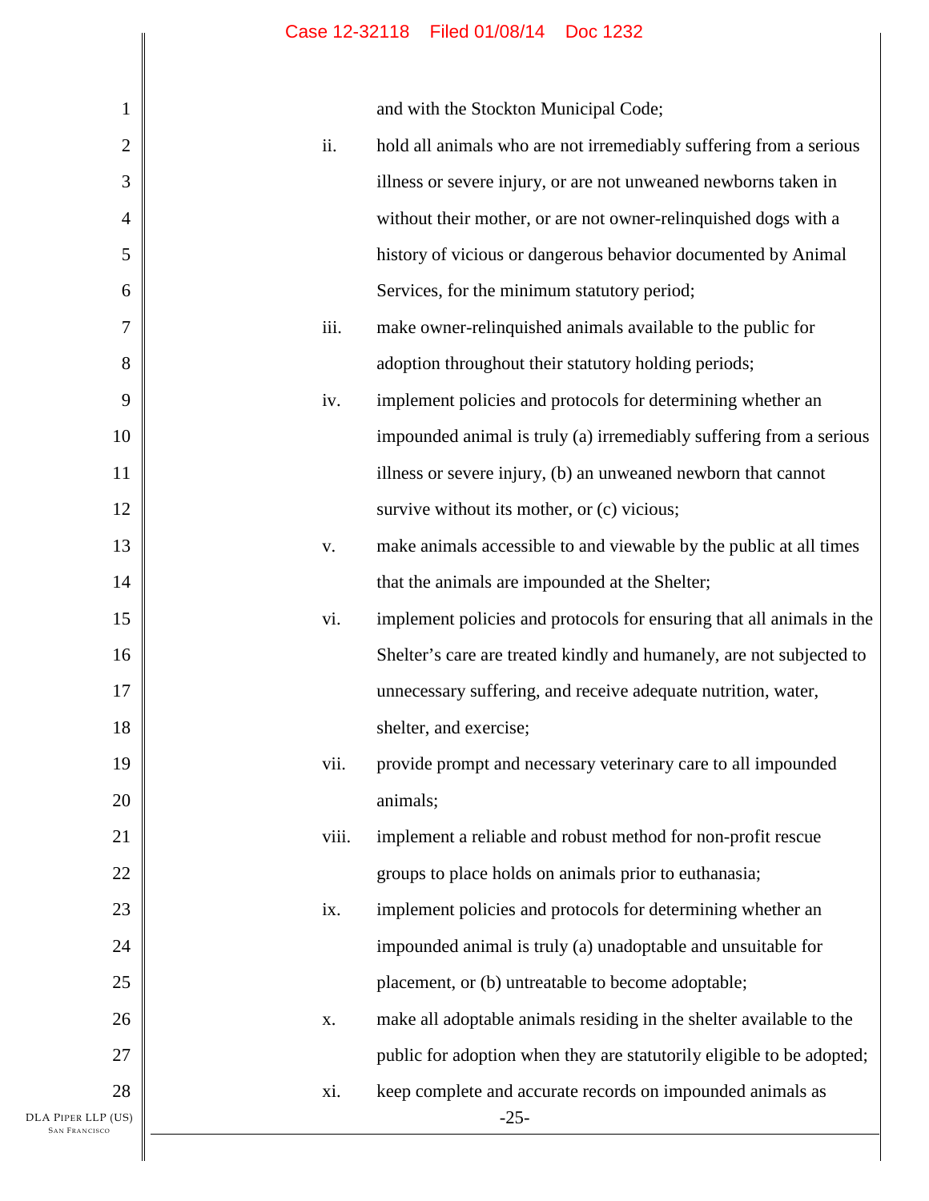and with the Stockton Municipal Code;

ii. hold all animals who are not irremediably suffering from a serious illness or severe injury, or are not unweaned newborns taken in without their mother, or are not owner-relinquished dogs with a history of vicious or dangerous behavior documented by Animal Services, for the minimum statutory period;

iii. make owner-relinquished animals available to the public for adoption throughout their statutory holding periods;

iv. implement policies and protocols for determining whether an impounded animal is truly (a) irremediably suffering from a serious illness or severe injury, (b) an unweaned newborn that cannot survive without its mother, or (c) vicious;

v. make animals accessible to and viewable by the public at all times that the animals are impounded at the Shelter;

vi. implement policies and protocols for ensuring that all animals in the Shelter's care are treated kindly and humanely, are not subjected to unnecessary suffering, and receive adequate nutrition, water, shelter, and exercise;

vii. provide prompt and necessary veterinary care to all impounded animals;

viii. implement a reliable and robust method for non-profit rescue groups to place holds on animals prior to euthanasia;

ix. implement policies and protocols for determining whether an impounded animal is truly (a) unadoptable and unsuitable for placement, or (b) untreatable to become adoptable;

x. make all adoptable animals residing in the shelter available to the public for adoption when they are statutorily eligible to be adopted;

xi. keep complete and accurate records on impounded animals as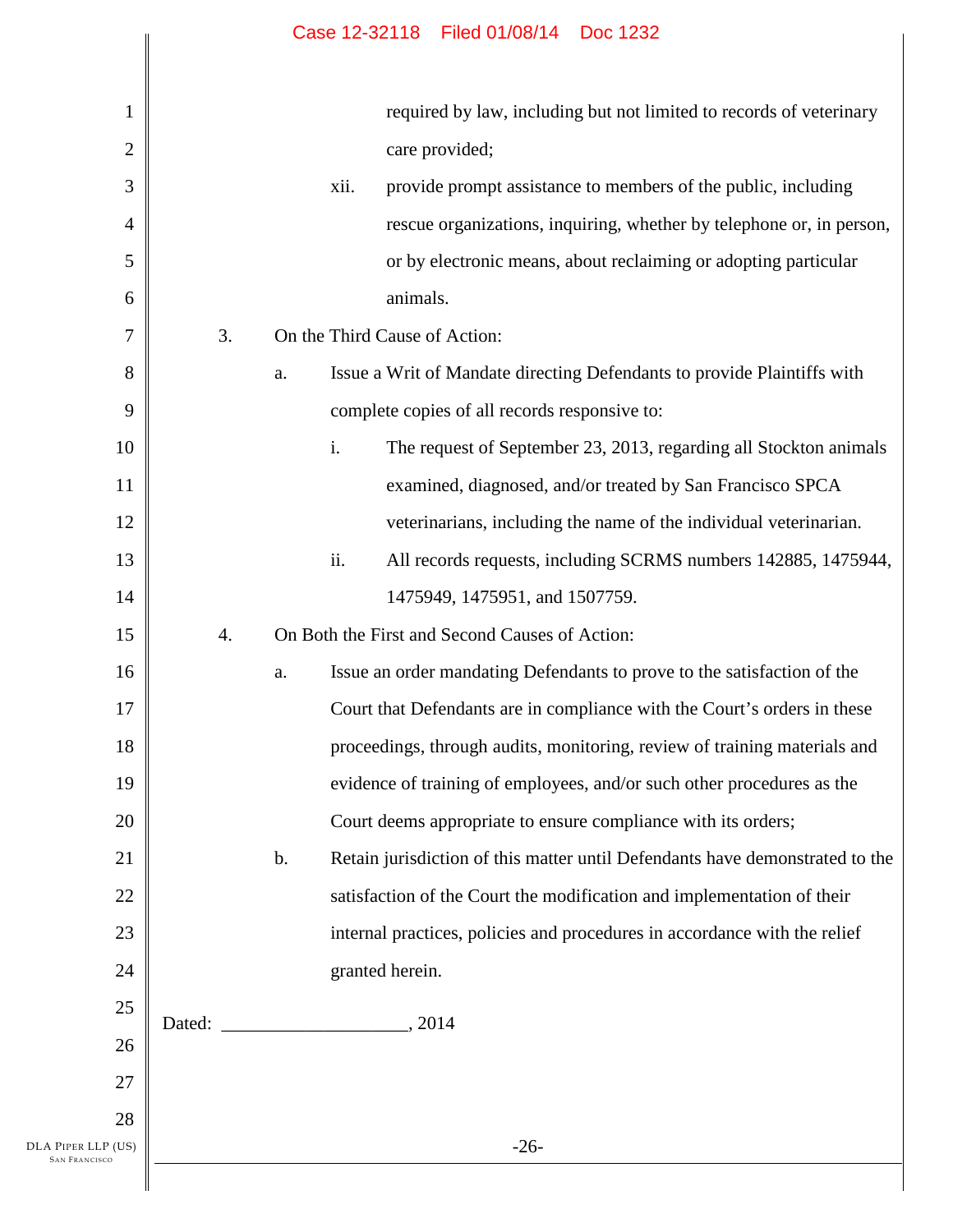required by law, including but not limited to records of veterinary care provided;

xii. provide prompt assistance to members of the public, including rescue organizations, inquiring, whether by telephone or, in person, or by electronic means, about reclaiming or adopting particular animals.

3. On the Third Cause of Action:

   a. Issue a Writ of Mandate directing Defendants to provide Plaintiffs with complete copies of all records responsive to:

      i. The request of September 23, 2013, regarding all Stockton animals examined, diagnosed, and/or treated by San Francisco SPCA veterinarians, including the name of the individual veterinarian.

      ii. All records requests, including SCRMS numbers 142885, 1475944, 1475949, 1475951, and 1507759.

4. On Both the First and Second Causes of Action:

   a. Issue an order mandating Defendants to prove to the satisfaction of the Court that Defendants are in compliance with the Court's orders in these proceedings, through audits, monitoring, review of training materials and evidence of training of employees, and/or such other procedures as the Court deems appropriate to ensure compliance with its orders;

   b. Retain jurisdiction of this matter until Defendants have demonstrated to the satisfaction of the Court the modification and implementation of their internal practices, policies and procedures in accordance with the relief granted herein.

Dated: ____________________, 2014